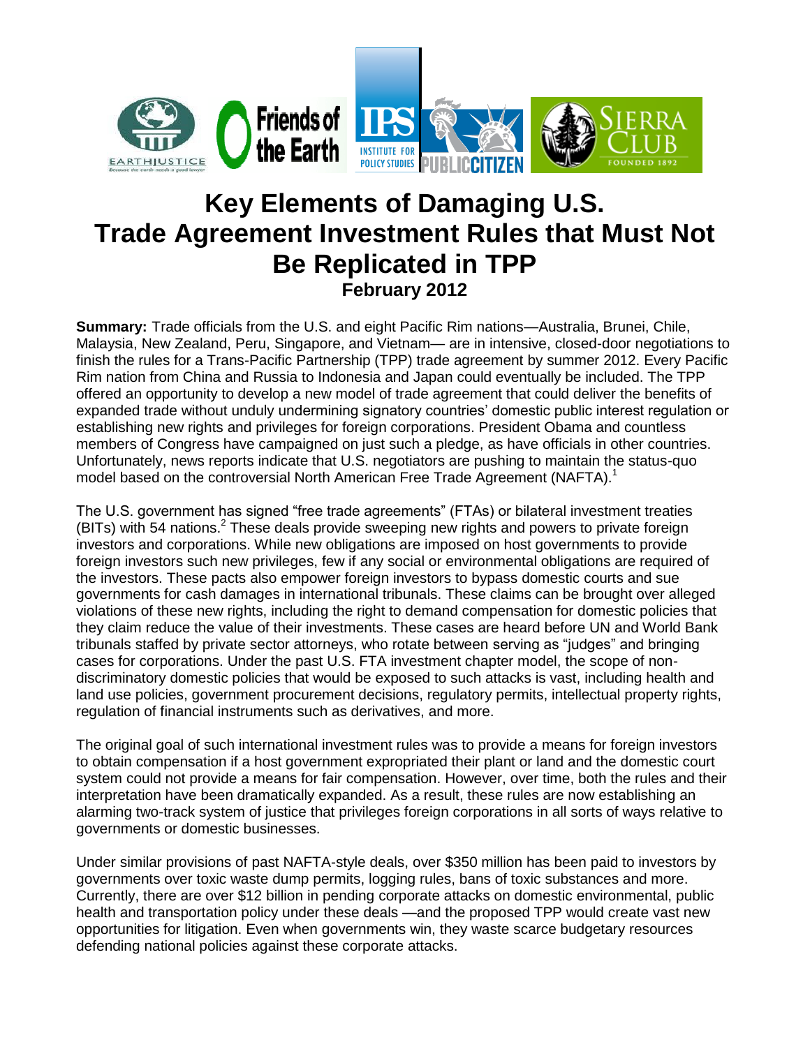# Key Elements of Damaging U.S. Trade Agreement Investment Rules that Must Not Be Replicated in TPP

**February 2012**

**Summary:** Trade officials from the U.S. and eight Pacific Rim nations—Australia, Brunei, Chile, Malaysia, New Zealand, Peru, Singapore, and Vietnam— are in intensive, closed-door negotiations to finish the rules for a Trans-Pacific Partnership (TPP) trade agreement by summer 2012. Every Pacific Rim nation from China and Russia to Indonesia and Japan could eventually be included. The TPP offered an opportunity to develop a new model of trade agreement that could deliver the benefits of expanded trade without unduly undermining signatory countries' domestic public interest regulation or establishing new rights and privileges for foreign corporations. President Obama and countless members of Congress have campaigned on just such a pledge, as have officials in other countries. Unfortunately, news reports indicate that U.S. negotiators are pushing to maintain the status-quo model based on the controversial North American Free Trade Agreement (NAFTA).[1]

The U.S. government has signed "free trade agreements" (FTAs) or bilateral investment treaties (BITs) with 54 nations.[2] These deals provide sweeping new rights and powers to private foreign investors and corporations. While new obligations are imposed on host governments to provide foreign investors such new privileges, few if any social or environmental obligations are required of the investors. These pacts also empower foreign investors to bypass domestic courts and sue governments for cash damages in international tribunals. These claims can be brought over alleged violations of these new rights, including the right to demand compensation for domestic policies that they claim reduce the value of their investments. These cases are heard before UN and World Bank tribunals staffed by private sector attorneys, who rotate between serving as "judges" and bringing cases for corporations. Under the past U.S. FTA investment chapter model, the scope of non-discriminatory domestic policies that would be exposed to such attacks is vast, including health and land use policies, government procurement decisions, regulatory permits, intellectual property rights, regulation of financial instruments such as derivatives, and more.

The original goal of such international investment rules was to provide a means for foreign investors to obtain compensation if a host government expropriated their plant or land and the domestic court system could not provide a means for fair compensation. However, over time, both the rules and their interpretation have been dramatically expanded. As a result, these rules are now establishing an alarming two-track system of justice that privileges foreign corporations in all sorts of ways relative to governments or domestic businesses.

Under similar provisions of past NAFTA-style deals, over $350 million has been paid to investors by governments over toxic waste dump permits, logging rules, bans of toxic substances and more. Currently, there are over $12 billion in pending corporate attacks on domestic environmental, public health and transportation policy under these deals —and the proposed TPP would create vast new opportunities for litigation. Even when governments win, they waste scarce budgetary resources defending national policies against these corporate attacks.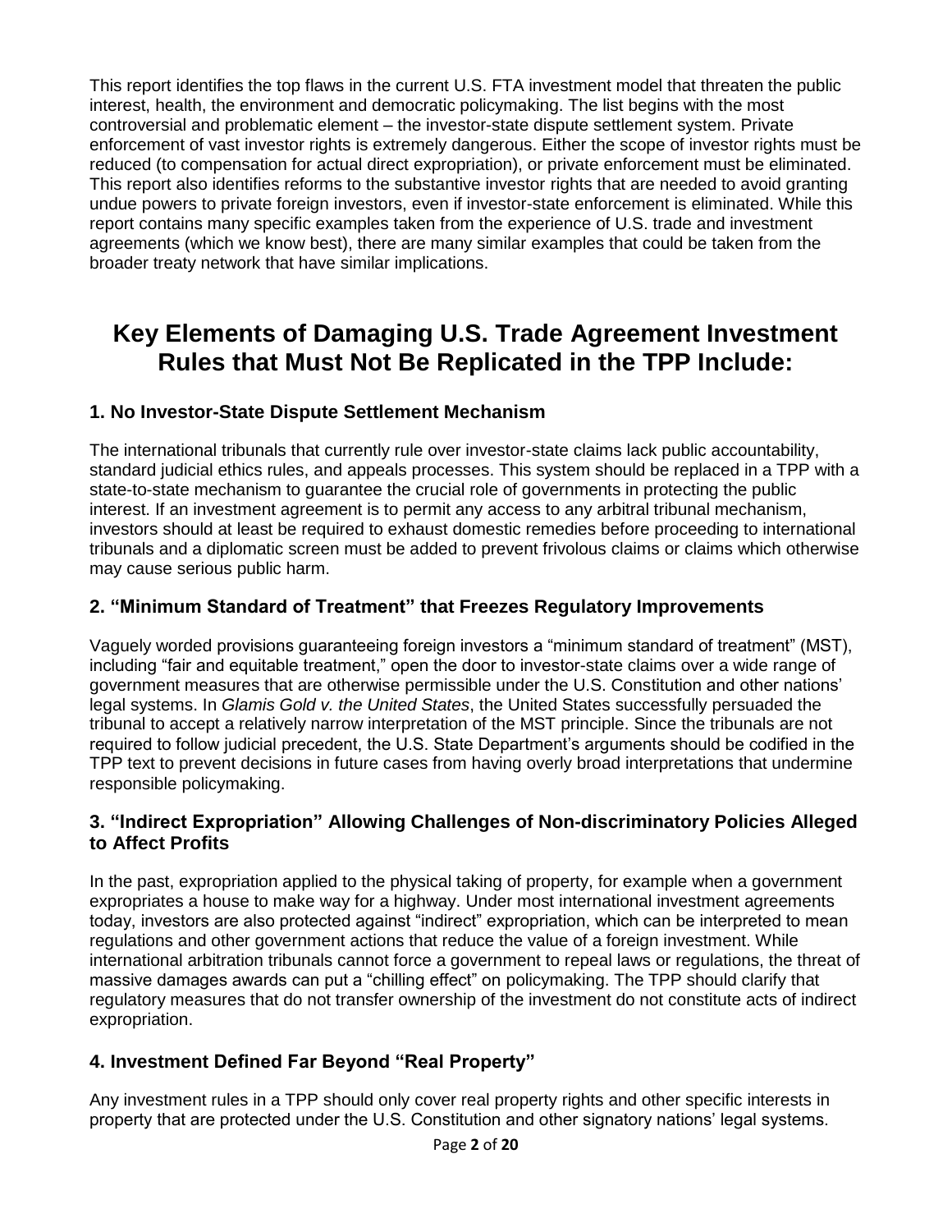This report identifies the top flaws in the current U.S. FTA investment model that threaten the public interest, health, the environment and democratic policymaking. The list begins with the most controversial and problematic element – the investor-state dispute settlement system. Private enforcement of vast investor rights is extremely dangerous. Either the scope of investor rights must be reduced (to compensation for actual direct expropriation), or private enforcement must be eliminated. This report also identifies reforms to the substantive investor rights that are needed to avoid granting undue powers to private foreign investors, even if investor-state enforcement is eliminated. While this report contains many specific examples taken from the experience of U.S. trade and investment agreements (which we know best), there are many similar examples that could be taken from the broader treaty network that have similar implications.

## Key Elements of Damaging U.S. Trade Agreement Investment Rules that Must Not Be Replicated in the TPP Include:

### 1. No Investor-State Dispute Settlement Mechanism

The international tribunals that currently rule over investor-state claims lack public accountability, standard judicial ethics rules, and appeals processes. This system should be replaced in a TPP with a state-to-state mechanism to guarantee the crucial role of governments in protecting the public interest. If an investment agreement is to permit any access to any arbitral tribunal mechanism, investors should at least be required to exhaust domestic remedies before proceeding to international tribunals and a diplomatic screen must be added to prevent frivolous claims or claims which otherwise may cause serious public harm.

### 2. "Minimum Standard of Treatment" that Freezes Regulatory Improvements

Vaguely worded provisions guaranteeing foreign investors a "minimum standard of treatment" (MST), including "fair and equitable treatment," open the door to investor-state claims over a wide range of government measures that are otherwise permissible under the U.S. Constitution and other nations' legal systems. In *Glamis Gold v. the United States*, the United States successfully persuaded the tribunal to accept a relatively narrow interpretation of the MST principle. Since the tribunals are not required to follow judicial precedent, the U.S. State Department's arguments should be codified in the TPP text to prevent decisions in future cases from having overly broad interpretations that undermine responsible policymaking.

### 3. "Indirect Expropriation" Allowing Challenges of Non-discriminatory Policies Alleged to Affect Profits

In the past, expropriation applied to the physical taking of property, for example when a government expropriates a house to make way for a highway. Under most international investment agreements today, investors are also protected against "indirect" expropriation, which can be interpreted to mean regulations and other government actions that reduce the value of a foreign investment. While international arbitration tribunals cannot force a government to repeal laws or regulations, the threat of massive damages awards can put a "chilling effect" on policymaking. The TPP should clarify that regulatory measures that do not transfer ownership of the investment do not constitute acts of indirect expropriation.

### 4. Investment Defined Far Beyond "Real Property"

Any investment rules in a TPP should only cover real property rights and other specific interests in property that are protected under the U.S. Constitution and other signatory nations' legal systems.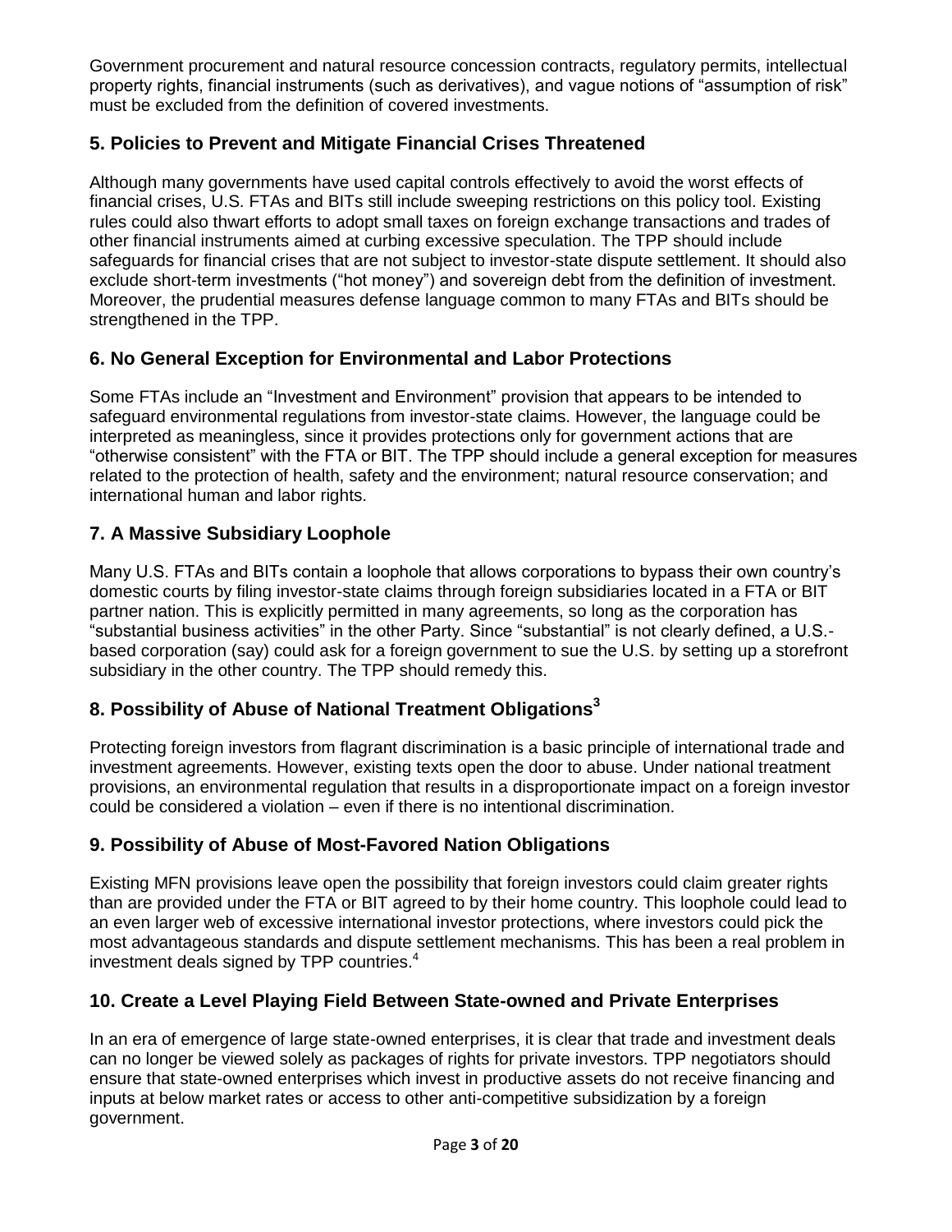Government procurement and natural resource concession contracts, regulatory permits, intellectual property rights, financial instruments (such as derivatives), and vague notions of "assumption of risk" must be excluded from the definition of covered investments.

## 5. Policies to Prevent and Mitigate Financial Crises Threatened

Although many governments have used capital controls effectively to avoid the worst effects of financial crises, U.S. FTAs and BITs still include sweeping restrictions on this policy tool. Existing rules could also thwart efforts to adopt small taxes on foreign exchange transactions and trades of other financial instruments aimed at curbing excessive speculation. The TPP should include safeguards for financial crises that are not subject to investor-state dispute settlement. It should also exclude short-term investments ("hot money") and sovereign debt from the definition of investment. Moreover, the prudential measures defense language common to many FTAs and BITs should be strengthened in the TPP.

## 6. No General Exception for Environmental and Labor Protections

Some FTAs include an "Investment and Environment" provision that appears to be intended to safeguard environmental regulations from investor-state claims. However, the language could be interpreted as meaningless, since it provides protections only for government actions that are "otherwise consistent" with the FTA or BIT. The TPP should include a general exception for measures related to the protection of health, safety and the environment; natural resource conservation; and international human and labor rights.

## 7. A Massive Subsidiary Loophole

Many U.S. FTAs and BITs contain a loophole that allows corporations to bypass their own country's domestic courts by filing investor-state claims through foreign subsidiaries located in a FTA or BIT partner nation. This is explicitly permitted in many agreements, so long as the corporation has "substantial business activities" in the other Party. Since "substantial" is not clearly defined, a U.S.-based corporation (say) could ask for a foreign government to sue the U.S. by setting up a storefront subsidiary in the other country. The TPP should remedy this.

## 8. Possibility of Abuse of National Treatment Obligations[3]

Protecting foreign investors from flagrant discrimination is a basic principle of international trade and investment agreements. However, existing texts open the door to abuse. Under national treatment provisions, an environmental regulation that results in a disproportionate impact on a foreign investor could be considered a violation – even if there is no intentional discrimination.

## 9. Possibility of Abuse of Most-Favored Nation Obligations

Existing MFN provisions leave open the possibility that foreign investors could claim greater rights than are provided under the FTA or BIT agreed to by their home country. This loophole could lead to an even larger web of excessive international investor protections, where investors could pick the most advantageous standards and dispute settlement mechanisms. This has been a real problem in investment deals signed by TPP countries.[4]

## 10. Create a Level Playing Field Between State-owned and Private Enterprises

In an era of emergence of large state-owned enterprises, it is clear that trade and investment deals can no longer be viewed solely as packages of rights for private investors. TPP negotiators should ensure that state-owned enterprises which invest in productive assets do not receive financing and inputs at below market rates or access to other anti-competitive subsidization by a foreign government.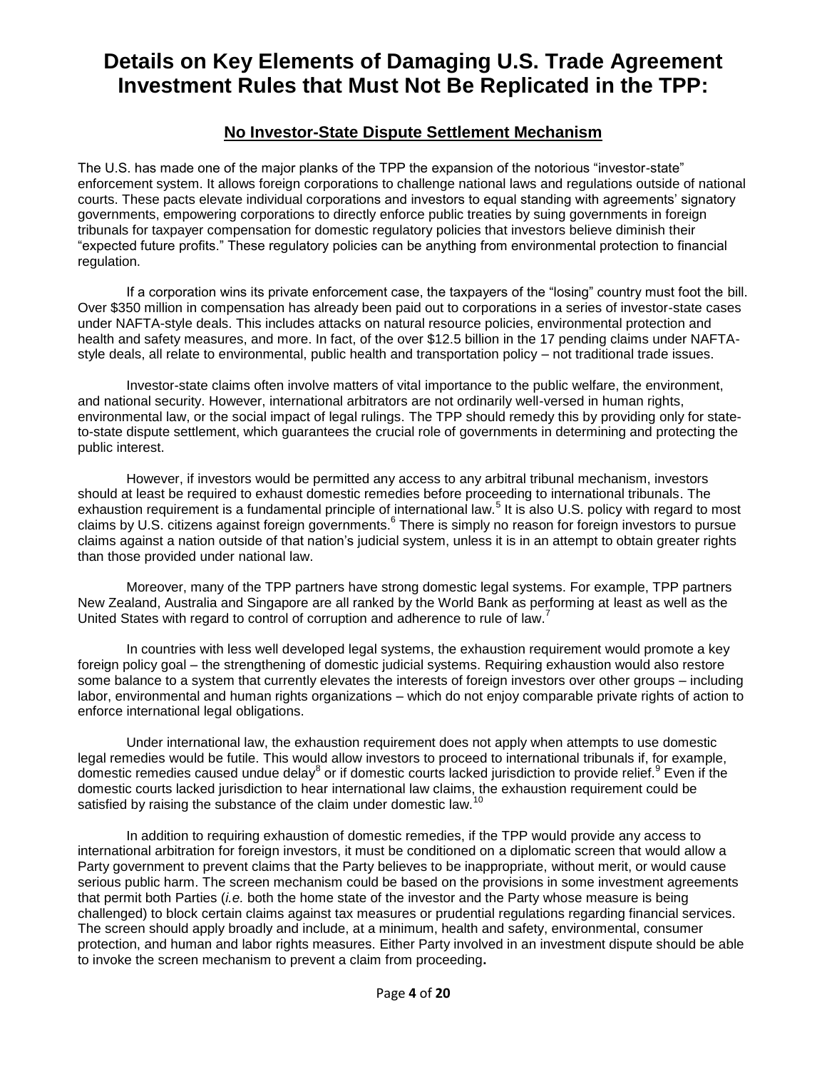# Details on Key Elements of Damaging U.S. Trade Agreement Investment Rules that Must Not Be Replicated in the TPP:

## No Investor-State Dispute Settlement Mechanism

The U.S. has made one of the major planks of the TPP the expansion of the notorious "investor-state" enforcement system. It allows foreign corporations to challenge national laws and regulations outside of national courts. These pacts elevate individual corporations and investors to equal standing with agreements' signatory governments, empowering corporations to directly enforce public treaties by suing governments in foreign tribunals for taxpayer compensation for domestic regulatory policies that investors believe diminish their "expected future profits." These regulatory policies can be anything from environmental protection to financial regulation.

If a corporation wins its private enforcement case, the taxpayers of the "losing" country must foot the bill. Over $350 million in compensation has already been paid out to corporations in a series of investor-state cases under NAFTA-style deals. This includes attacks on natural resource policies, environmental protection and health and safety measures, and more. In fact, of the over $12.5 billion in the 17 pending claims under NAFTA-style deals, all relate to environmental, public health and transportation policy – not traditional trade issues.

Investor-state claims often involve matters of vital importance to the public welfare, the environment, and national security. However, international arbitrators are not ordinarily well-versed in human rights, environmental law, or the social impact of legal rulings. The TPP should remedy this by providing only for state-to-state dispute settlement, which guarantees the crucial role of governments in determining and protecting the public interest.

However, if investors would be permitted any access to any arbitral tribunal mechanism, investors should at least be required to exhaust domestic remedies before proceeding to international tribunals. The exhaustion requirement is a fundamental principle of international law.[5] It is also U.S. policy with regard to most claims by U.S. citizens against foreign governments.[6] There is simply no reason for foreign investors to pursue claims against a nation outside of that nation's judicial system, unless it is in an attempt to obtain greater rights than those provided under national law.

Moreover, many of the TPP partners have strong domestic legal systems. For example, TPP partners New Zealand, Australia and Singapore are all ranked by the World Bank as performing at least as well as the United States with regard to control of corruption and adherence to rule of law.[7]

In countries with less well developed legal systems, the exhaustion requirement would promote a key foreign policy goal – the strengthening of domestic judicial systems. Requiring exhaustion would also restore some balance to a system that currently elevates the interests of foreign investors over other groups – including labor, environmental and human rights organizations – which do not enjoy comparable private rights of action to enforce international legal obligations.

Under international law, the exhaustion requirement does not apply when attempts to use domestic legal remedies would be futile. This would allow investors to proceed to international tribunals if, for example, domestic remedies caused undue delay[8] or if domestic courts lacked jurisdiction to provide relief.[9] Even if the domestic courts lacked jurisdiction to hear international law claims, the exhaustion requirement could be satisfied by raising the substance of the claim under domestic law.[10]

In addition to requiring exhaustion of domestic remedies, if the TPP would provide any access to international arbitration for foreign investors, it must be conditioned on a diplomatic screen that would allow a Party government to prevent claims that the Party believes to be inappropriate, without merit, or would cause serious public harm. The screen mechanism could be based on the provisions in some investment agreements that permit both Parties (*i.e.* both the home state of the investor and the Party whose measure is being challenged) to block certain claims against tax measures or prudential regulations regarding financial services. The screen should apply broadly and include, at a minimum, health and safety, environmental, consumer protection, and human and labor rights measures. Either Party involved in an investment dispute should be able to invoke the screen mechanism to prevent a claim from proceeding.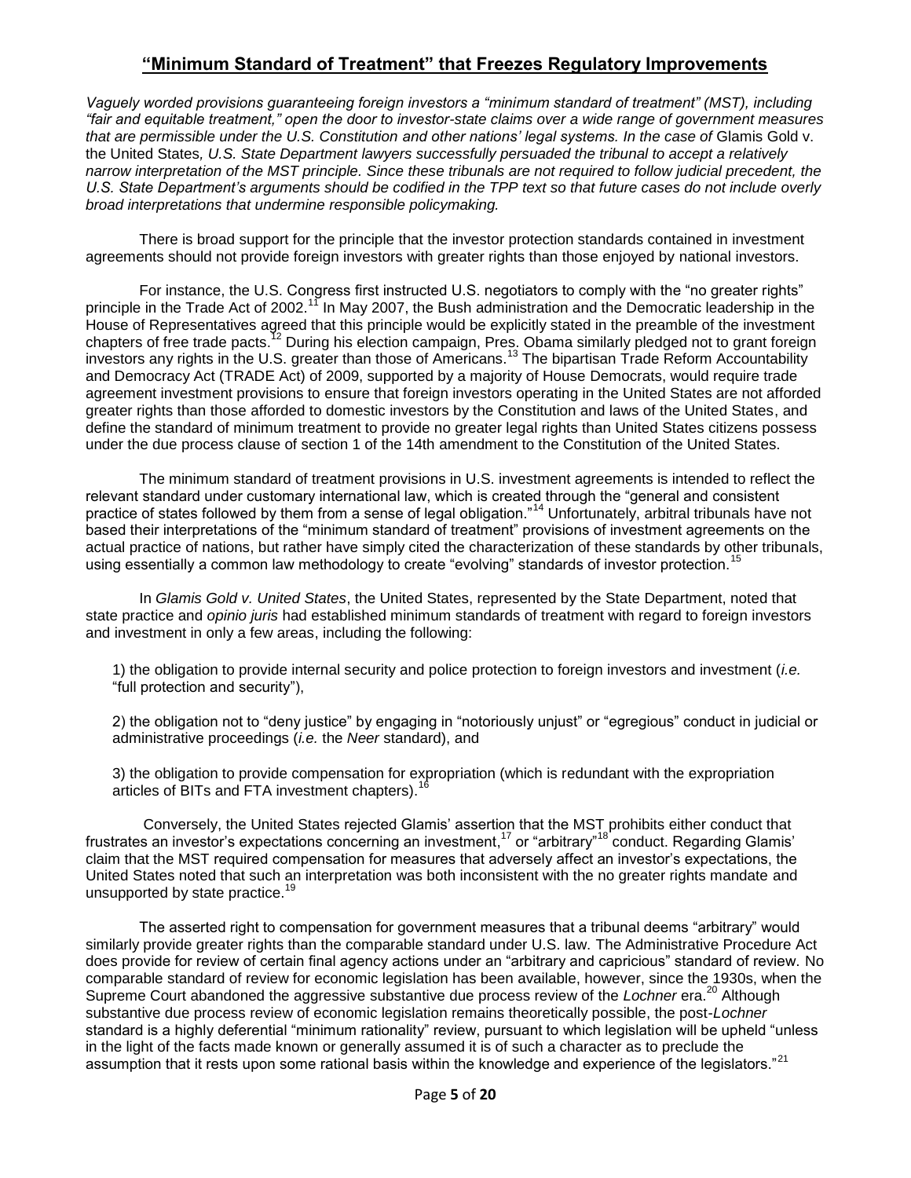## "Minimum Standard of Treatment" that Freezes Regulatory Improvements

*Vaguely worded provisions guaranteeing foreign investors a "minimum standard of treatment" (MST), including "fair and equitable treatment," open the door to investor-state claims over a wide range of government measures that are permissible under the U.S. Constitution and other nations' legal systems. In the case of* Glamis Gold v. the United States*, U.S. State Department lawyers successfully persuaded the tribunal to accept a relatively narrow interpretation of the MST principle. Since these tribunals are not required to follow judicial precedent, the U.S. State Department's arguments should be codified in the TPP text so that future cases do not include overly broad interpretations that undermine responsible policymaking.*

There is broad support for the principle that the investor protection standards contained in investment agreements should not provide foreign investors with greater rights than those enjoyed by national investors.

For instance, the U.S. Congress first instructed U.S. negotiators to comply with the "no greater rights" principle in the Trade Act of 2002.[11] In May 2007, the Bush administration and the Democratic leadership in the House of Representatives agreed that this principle would be explicitly stated in the preamble of the investment chapters of free trade pacts.[12] During his election campaign, Pres. Obama similarly pledged not to grant foreign investors any rights in the U.S. greater than those of Americans.[13] The bipartisan Trade Reform Accountability and Democracy Act (TRADE Act) of 2009, supported by a majority of House Democrats, would require trade agreement investment provisions to ensure that foreign investors operating in the United States are not afforded greater rights than those afforded to domestic investors by the Constitution and laws of the United States, and define the standard of minimum treatment to provide no greater legal rights than United States citizens possess under the due process clause of section 1 of the 14th amendment to the Constitution of the United States.

The minimum standard of treatment provisions in U.S. investment agreements is intended to reflect the relevant standard under customary international law, which is created through the "general and consistent practice of states followed by them from a sense of legal obligation."[14] Unfortunately, arbitral tribunals have not based their interpretations of the "minimum standard of treatment" provisions of investment agreements on the actual practice of nations, but rather have simply cited the characterization of these standards by other tribunals, using essentially a common law methodology to create "evolving" standards of investor protection.[15]

In *Glamis Gold v. United States*, the United States, represented by the State Department, noted that state practice and *opinio juris* had established minimum standards of treatment with regard to foreign investors and investment in only a few areas, including the following:

1) the obligation to provide internal security and police protection to foreign investors and investment (*i.e.* "full protection and security"),

2) the obligation not to "deny justice" by engaging in "notoriously unjust" or "egregious" conduct in judicial or administrative proceedings (*i.e.* the *Neer* standard), and

3) the obligation to provide compensation for expropriation (which is redundant with the expropriation articles of BITs and FTA investment chapters).[16]

Conversely, the United States rejected Glamis' assertion that the MST prohibits either conduct that frustrates an investor's expectations concerning an investment,[17] or "arbitrary"[18] conduct. Regarding Glamis' claim that the MST required compensation for measures that adversely affect an investor's expectations, the United States noted that such an interpretation was both inconsistent with the no greater rights mandate and unsupported by state practice.[19]

The asserted right to compensation for government measures that a tribunal deems "arbitrary" would similarly provide greater rights than the comparable standard under U.S. law. The Administrative Procedure Act does provide for review of certain final agency actions under an "arbitrary and capricious" standard of review. No comparable standard of review for economic legislation has been available, however, since the 1930s, when the Supreme Court abandoned the aggressive substantive due process review of the *Lochner* era.[20] Although substantive due process review of economic legislation remains theoretically possible, the post-*Lochner* standard is a highly deferential "minimum rationality" review, pursuant to which legislation will be upheld "unless in the light of the facts made known or generally assumed it is of such a character as to preclude the assumption that it rests upon some rational basis within the knowledge and experience of the legislators."[21]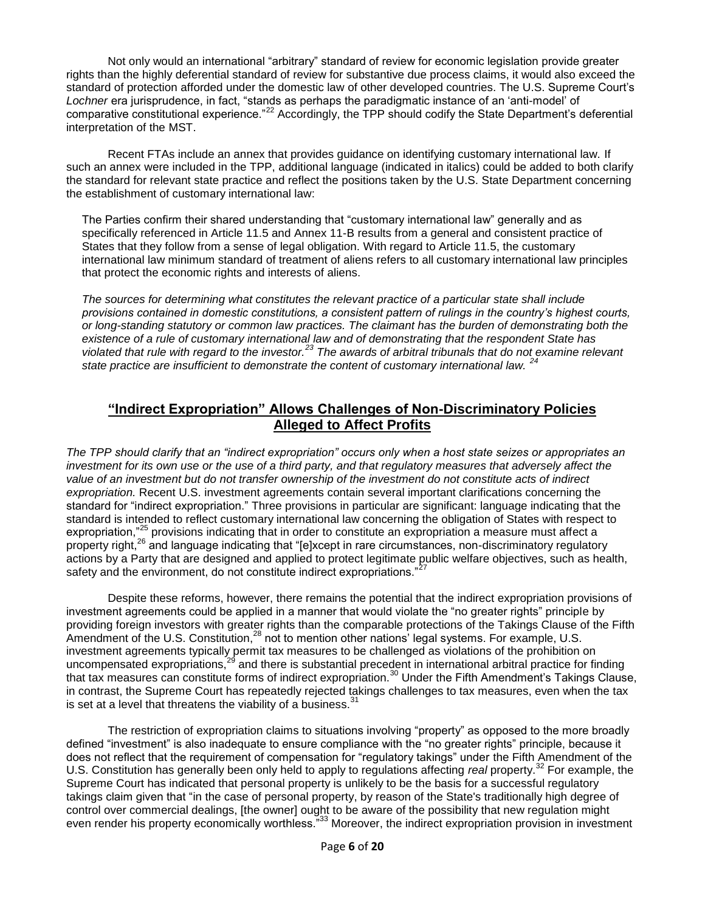Not only would an international "arbitrary" standard of review for economic legislation provide greater rights than the highly deferential standard of review for substantive due process claims, it would also exceed the standard of protection afforded under the domestic law of other developed countries. The U.S. Supreme Court's *Lochner* era jurisprudence, in fact, "stands as perhaps the paradigmatic instance of an 'anti-model' of comparative constitutional experience."[22] Accordingly, the TPP should codify the State Department's deferential interpretation of the MST.

Recent FTAs include an annex that provides guidance on identifying customary international law. If such an annex were included in the TPP, additional language (indicated in italics) could be added to both clarify the standard for relevant state practice and reflect the positions taken by the U.S. State Department concerning the establishment of customary international law:

> The Parties confirm their shared understanding that "customary international law" generally and as specifically referenced in Article 11.5 and Annex 11-B results from a general and consistent practice of States that they follow from a sense of legal obligation. With regard to Article 11.5, the customary international law minimum standard of treatment of aliens refers to all customary international law principles that protect the economic rights and interests of aliens.
>
> *The sources for determining what constitutes the relevant practice of a particular state shall include provisions contained in domestic constitutions, a consistent pattern of rulings in the country's highest courts, or long-standing statutory or common law practices. The claimant has the burden of demonstrating both the existence of a rule of customary international law and of demonstrating that the respondent State has violated that rule with regard to the investor.[23] The awards of arbitral tribunals that do not examine relevant state practice are insufficient to demonstrate the content of customary international law.[24]*

## "Indirect Expropriation" Allows Challenges of Non-Discriminatory Policies Alleged to Affect Profits

*The TPP should clarify that an "indirect expropriation" occurs only when a host state seizes or appropriates an investment for its own use or the use of a third party, and that regulatory measures that adversely affect the value of an investment but do not transfer ownership of the investment do not constitute acts of indirect expropriation.* Recent U.S. investment agreements contain several important clarifications concerning the standard for "indirect expropriation." Three provisions in particular are significant: language indicating that the standard is intended to reflect customary international law concerning the obligation of States with respect to expropriation,"[25] provisions indicating that in order to constitute an expropriation a measure must affect a property right,[26] and language indicating that "[e]xcept in rare circumstances, non-discriminatory regulatory actions by a Party that are designed and applied to protect legitimate public welfare objectives, such as health, safety and the environment, do not constitute indirect expropriations."[27]

Despite these reforms, however, there remains the potential that the indirect expropriation provisions of investment agreements could be applied in a manner that would violate the "no greater rights" principle by providing foreign investors with greater rights than the comparable protections of the Takings Clause of the Fifth Amendment of the U.S. Constitution,[28] not to mention other nations' legal systems. For example, U.S. investment agreements typically permit tax measures to be challenged as violations of the prohibition on uncompensated expropriations,[29] and there is substantial precedent in international arbitral practice for finding that tax measures can constitute forms of indirect expropriation.[30] Under the Fifth Amendment's Takings Clause, in contrast, the Supreme Court has repeatedly rejected takings challenges to tax measures, even when the tax is set at a level that threatens the viability of a business.[31]

The restriction of expropriation claims to situations involving "property" as opposed to the more broadly defined "investment" is also inadequate to ensure compliance with the "no greater rights" principle, because it does not reflect that the requirement of compensation for "regulatory takings" under the Fifth Amendment of the U.S. Constitution has generally been only held to apply to regulations affecting *real* property.[32] For example, the Supreme Court has indicated that personal property is unlikely to be the basis for a successful regulatory takings claim given that "in the case of personal property, by reason of the State's traditionally high degree of control over commercial dealings, [the owner] ought to be aware of the possibility that new regulation might even render his property economically worthless."[33] Moreover, the indirect expropriation provision in investment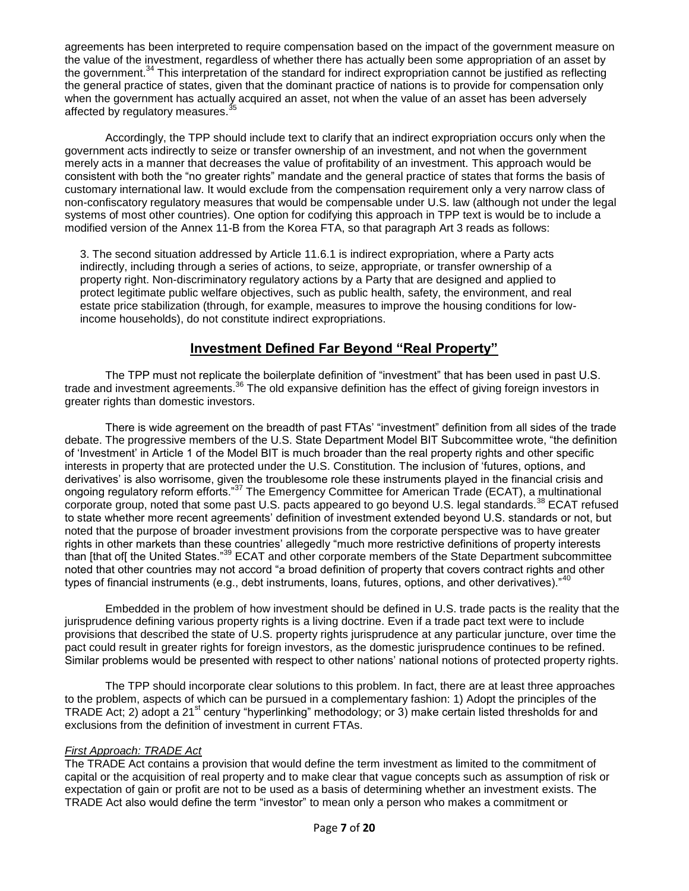agreements has been interpreted to require compensation based on the impact of the government measure on the value of the investment, regardless of whether there has actually been some appropriation of an asset by the government.[34] This interpretation of the standard for indirect expropriation cannot be justified as reflecting the general practice of states, given that the dominant practice of nations is to provide for compensation only when the government has actually acquired an asset, not when the value of an asset has been adversely affected by regulatory measures.[35]

Accordingly, the TPP should include text to clarify that an indirect expropriation occurs only when the government acts indirectly to seize or transfer ownership of an investment, and not when the government merely acts in a manner that decreases the value of profitability of an investment. This approach would be consistent with both the "no greater rights" mandate and the general practice of states that forms the basis of customary international law. It would exclude from the compensation requirement only a very narrow class of non-confiscatory regulatory measures that would be compensable under U.S. law (although not under the legal systems of most other countries). One option for codifying this approach in TPP text is would be to include a modified version of the Annex 11-B from the Korea FTA, so that paragraph Art 3 reads as follows:

> 3. The second situation addressed by Article 11.6.1 is indirect expropriation, where a Party acts indirectly, including through a series of actions, to seize, appropriate, or transfer ownership of a property right. Non-discriminatory regulatory actions by a Party that are designed and applied to protect legitimate public welfare objectives, such as public health, safety, the environment, and real estate price stabilization (through, for example, measures to improve the housing conditions for low-income households), do not constitute indirect expropriations.

## Investment Defined Far Beyond "Real Property"

The TPP must not replicate the boilerplate definition of "investment" that has been used in past U.S. trade and investment agreements.[36] The old expansive definition has the effect of giving foreign investors in greater rights than domestic investors.

There is wide agreement on the breadth of past FTAs' "investment" definition from all sides of the trade debate. The progressive members of the U.S. State Department Model BIT Subcommittee wrote, "the definition of 'Investment' in Article 1 of the Model BIT is much broader than the real property rights and other specific interests in property that are protected under the U.S. Constitution. The inclusion of 'futures, options, and derivatives' is also worrisome, given the troublesome role these instruments played in the financial crisis and ongoing regulatory reform efforts."[37] The Emergency Committee for American Trade (ECAT), a multinational corporate group, noted that some past U.S. pacts appeared to go beyond U.S. legal standards.[38] ECAT refused to state whether more recent agreements' definition of investment extended beyond U.S. standards or not, but noted that the purpose of broader investment provisions from the corporate perspective was to have greater rights in other markets than these countries' allegedly "much more restrictive definitions of property interests than [that of[ the United States."[39] ECAT and other corporate members of the State Department subcommittee noted that other countries may not accord "a broad definition of property that covers contract rights and other types of financial instruments (e.g., debt instruments, loans, futures, options, and other derivatives)."[40]

Embedded in the problem of how investment should be defined in U.S. trade pacts is the reality that the jurisprudence defining various property rights is a living doctrine. Even if a trade pact text were to include provisions that described the state of U.S. property rights jurisprudence at any particular juncture, over time the pact could result in greater rights for foreign investors, as the domestic jurisprudence continues to be refined. Similar problems would be presented with respect to other nations' national notions of protected property rights.

The TPP should incorporate clear solutions to this problem. In fact, there are at least three approaches to the problem, aspects of which can be pursued in a complementary fashion: 1) Adopt the principles of the TRADE Act; 2) adopt a 21st century "hyperlinking" methodology; or 3) make certain listed thresholds for and exclusions from the definition of investment in current FTAs.

*First Approach: TRADE Act*

The TRADE Act contains a provision that would define the term investment as limited to the commitment of capital or the acquisition of real property and to make clear that vague concepts such as assumption of risk or expectation of gain or profit are not to be used as a basis of determining whether an investment exists. The TRADE Act also would define the term "investor" to mean only a person who makes a commitment or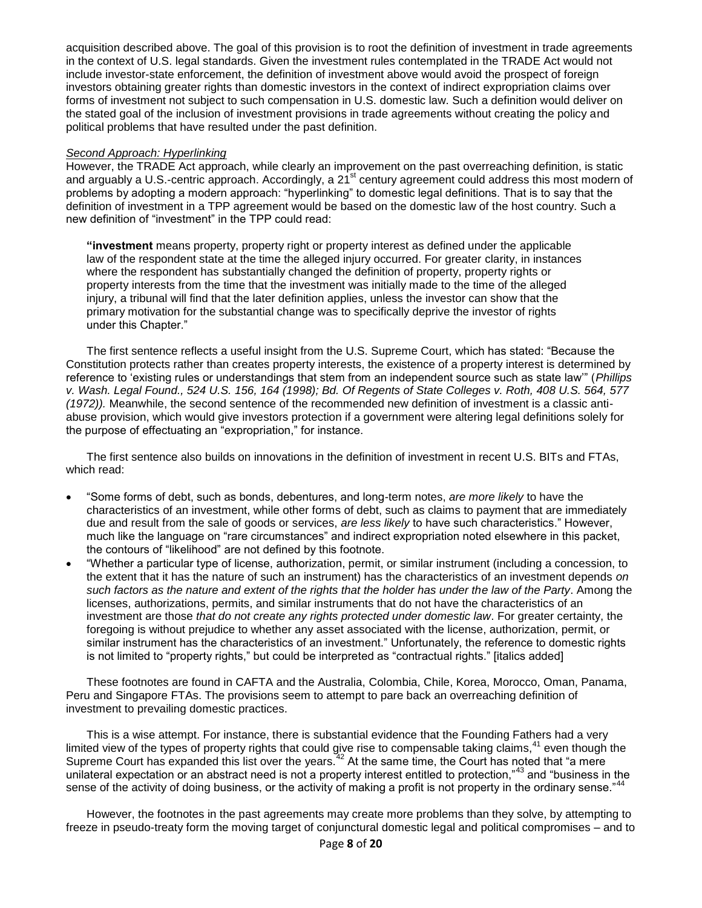acquisition described above. The goal of this provision is to root the definition of investment in trade agreements in the context of U.S. legal standards. Given the investment rules contemplated in the TRADE Act would not include investor-state enforcement, the definition of investment above would avoid the prospect of foreign investors obtaining greater rights than domestic investors in the context of indirect expropriation claims over forms of investment not subject to such compensation in U.S. domestic law. Such a definition would deliver on the stated goal of the inclusion of investment provisions in trade agreements without creating the policy and political problems that have resulted under the past definition.

*Second Approach: Hyperlinking*

However, the TRADE Act approach, while clearly an improvement on the past overreaching definition, is static and arguably a U.S.-centric approach. Accordingly, a 21st century agreement could address this most modern of problems by adopting a modern approach: "hyperlinking" to domestic legal definitions. That is to say that the definition of investment in a TPP agreement would be based on the domestic law of the host country. Such a new definition of "investment" in the TPP could read:

> **"investment** means property, property right or property interest as defined under the applicable law of the respondent state at the time the alleged injury occurred. For greater clarity, in instances where the respondent has substantially changed the definition of property, property rights or property interests from the time that the investment was initially made to the time of the alleged injury, a tribunal will find that the later definition applies, unless the investor can show that the primary motivation for the substantial change was to specifically deprive the investor of rights under this Chapter."

The first sentence reflects a useful insight from the U.S. Supreme Court, which has stated: "Because the Constitution protects rather than creates property interests, the existence of a property interest is determined by reference to 'existing rules or understandings that stem from an independent source such as state law'" (*Phillips v. Wash. Legal Found., 524 U.S. 156, 164 (1998); Bd. Of Regents of State Colleges v. Roth, 408 U.S. 564, 577 (1972)).* Meanwhile, the second sentence of the recommended new definition of investment is a classic anti-abuse provision, which would give investors protection if a government were altering legal definitions solely for the purpose of effectuating an "expropriation," for instance.

The first sentence also builds on innovations in the definition of investment in recent U.S. BITs and FTAs, which read:

- "Some forms of debt, such as bonds, debentures, and long-term notes, *are more likely* to have the characteristics of an investment, while other forms of debt, such as claims to payment that are immediately due and result from the sale of goods or services, *are less likely* to have such characteristics." However, much like the language on "rare circumstances" and indirect expropriation noted elsewhere in this packet, the contours of "likelihood" are not defined by this footnote.
- "Whether a particular type of license, authorization, permit, or similar instrument (including a concession, to the extent that it has the nature of such an instrument) has the characteristics of an investment depends *on such factors as the nature and extent of the rights that the holder has under the law of the Party*. Among the licenses, authorizations, permits, and similar instruments that do not have the characteristics of an investment are those *that do not create any rights protected under domestic law*. For greater certainty, the foregoing is without prejudice to whether any asset associated with the license, authorization, permit, or similar instrument has the characteristics of an investment." Unfortunately, the reference to domestic rights is not limited to "property rights," but could be interpreted as "contractual rights." [italics added]

These footnotes are found in CAFTA and the Australia, Colombia, Chile, Korea, Morocco, Oman, Panama, Peru and Singapore FTAs. The provisions seem to attempt to pare back an overreaching definition of investment to prevailing domestic practices.

This is a wise attempt. For instance, there is substantial evidence that the Founding Fathers had a very limited view of the types of property rights that could give rise to compensable taking claims,[41] even though the Supreme Court has expanded this list over the years.[42] At the same time, the Court has noted that "a mere unilateral expectation or an abstract need is not a property interest entitled to protection,"[43] and "business in the sense of the activity of doing business, or the activity of making a profit is not property in the ordinary sense."[44]

However, the footnotes in the past agreements may create more problems than they solve, by attempting to freeze in pseudo-treaty form the moving target of conjunctural domestic legal and political compromises – and to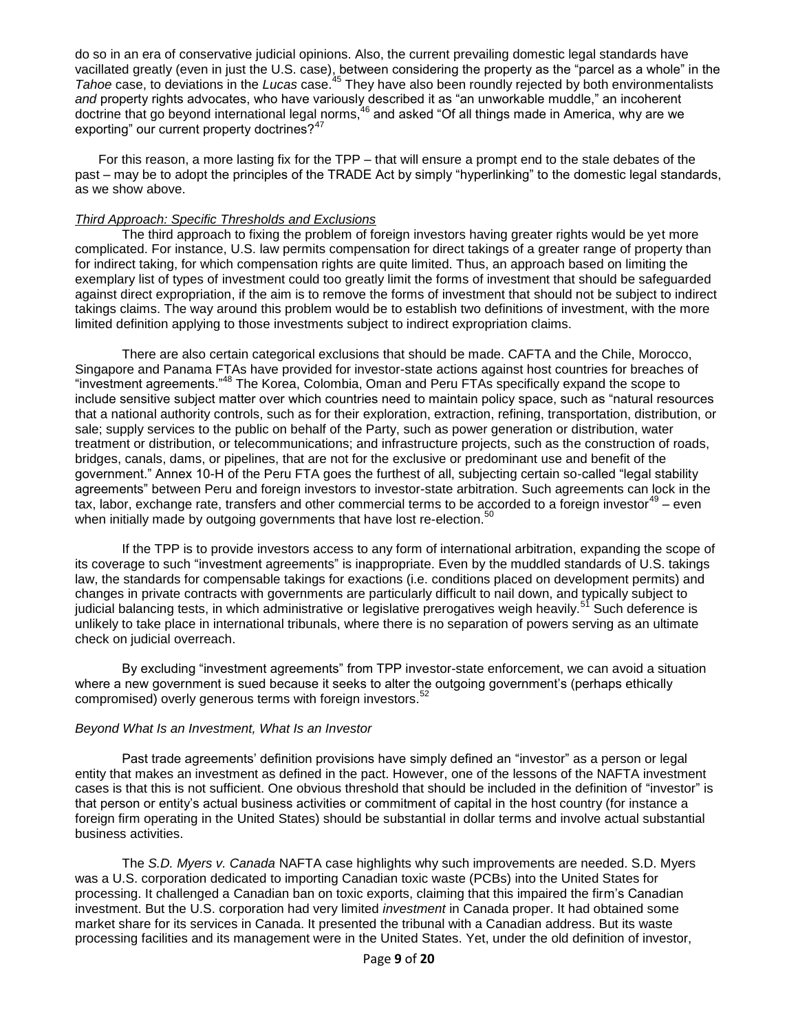do so in an era of conservative judicial opinions. Also, the current prevailing domestic legal standards have vacillated greatly (even in just the U.S. case), between considering the property as the "parcel as a whole" in the *Tahoe* case, to deviations in the *Lucas* case.[45] They have also been roundly rejected by both environmentalists *and* property rights advocates, who have variously described it as "an unworkable muddle," an incoherent doctrine that go beyond international legal norms,[46] and asked "Of all things made in America, why are we exporting" our current property doctrines?[47]

For this reason, a more lasting fix for the TPP – that will ensure a prompt end to the stale debates of the past – may be to adopt the principles of the TRADE Act by simply "hyperlinking" to the domestic legal standards, as we show above.

*Third Approach: Specific Thresholds and Exclusions*

The third approach to fixing the problem of foreign investors having greater rights would be yet more complicated. For instance, U.S. law permits compensation for direct takings of a greater range of property than for indirect taking, for which compensation rights are quite limited. Thus, an approach based on limiting the exemplary list of types of investment could too greatly limit the forms of investment that should be safeguarded against direct expropriation, if the aim is to remove the forms of investment that should not be subject to indirect takings claims. The way around this problem would be to establish two definitions of investment, with the more limited definition applying to those investments subject to indirect expropriation claims.

There are also certain categorical exclusions that should be made. CAFTA and the Chile, Morocco, Singapore and Panama FTAs have provided for investor-state actions against host countries for breaches of "investment agreements."[48] The Korea, Colombia, Oman and Peru FTAs specifically expand the scope to include sensitive subject matter over which countries need to maintain policy space, such as "natural resources that a national authority controls, such as for their exploration, extraction, refining, transportation, distribution, or sale; supply services to the public on behalf of the Party, such as power generation or distribution, water treatment or distribution, or telecommunications; and infrastructure projects, such as the construction of roads, bridges, canals, dams, or pipelines, that are not for the exclusive or predominant use and benefit of the government." Annex 10-H of the Peru FTA goes the furthest of all, subjecting certain so-called "legal stability agreements" between Peru and foreign investors to investor-state arbitration. Such agreements can lock in the tax, labor, exchange rate, transfers and other commercial terms to be accorded to a foreign investor[49] – even when initially made by outgoing governments that have lost re-election.[50]

If the TPP is to provide investors access to any form of international arbitration, expanding the scope of its coverage to such "investment agreements" is inappropriate. Even by the muddled standards of U.S. takings law, the standards for compensable takings for exactions (i.e. conditions placed on development permits) and changes in private contracts with governments are particularly difficult to nail down, and typically subject to judicial balancing tests, in which administrative or legislative prerogatives weigh heavily.[51] Such deference is unlikely to take place in international tribunals, where there is no separation of powers serving as an ultimate check on judicial overreach.

By excluding "investment agreements" from TPP investor-state enforcement, we can avoid a situation where a new government is sued because it seeks to alter the outgoing government's (perhaps ethically compromised) overly generous terms with foreign investors.[52]

*Beyond What Is an Investment, What Is an Investor*

Past trade agreements' definition provisions have simply defined an "investor" as a person or legal entity that makes an investment as defined in the pact. However, one of the lessons of the NAFTA investment cases is that this is not sufficient. One obvious threshold that should be included in the definition of "investor" is that person or entity's actual business activities or commitment of capital in the host country (for instance a foreign firm operating in the United States) should be substantial in dollar terms and involve actual substantial business activities.

The *S.D. Myers v. Canada* NAFTA case highlights why such improvements are needed. S.D. Myers was a U.S. corporation dedicated to importing Canadian toxic waste (PCBs) into the United States for processing. It challenged a Canadian ban on toxic exports, claiming that this impaired the firm's Canadian investment. But the U.S. corporation had very limited *investment* in Canada proper. It had obtained some market share for its services in Canada. It presented the tribunal with a Canadian address. But its waste processing facilities and its management were in the United States. Yet, under the old definition of investor,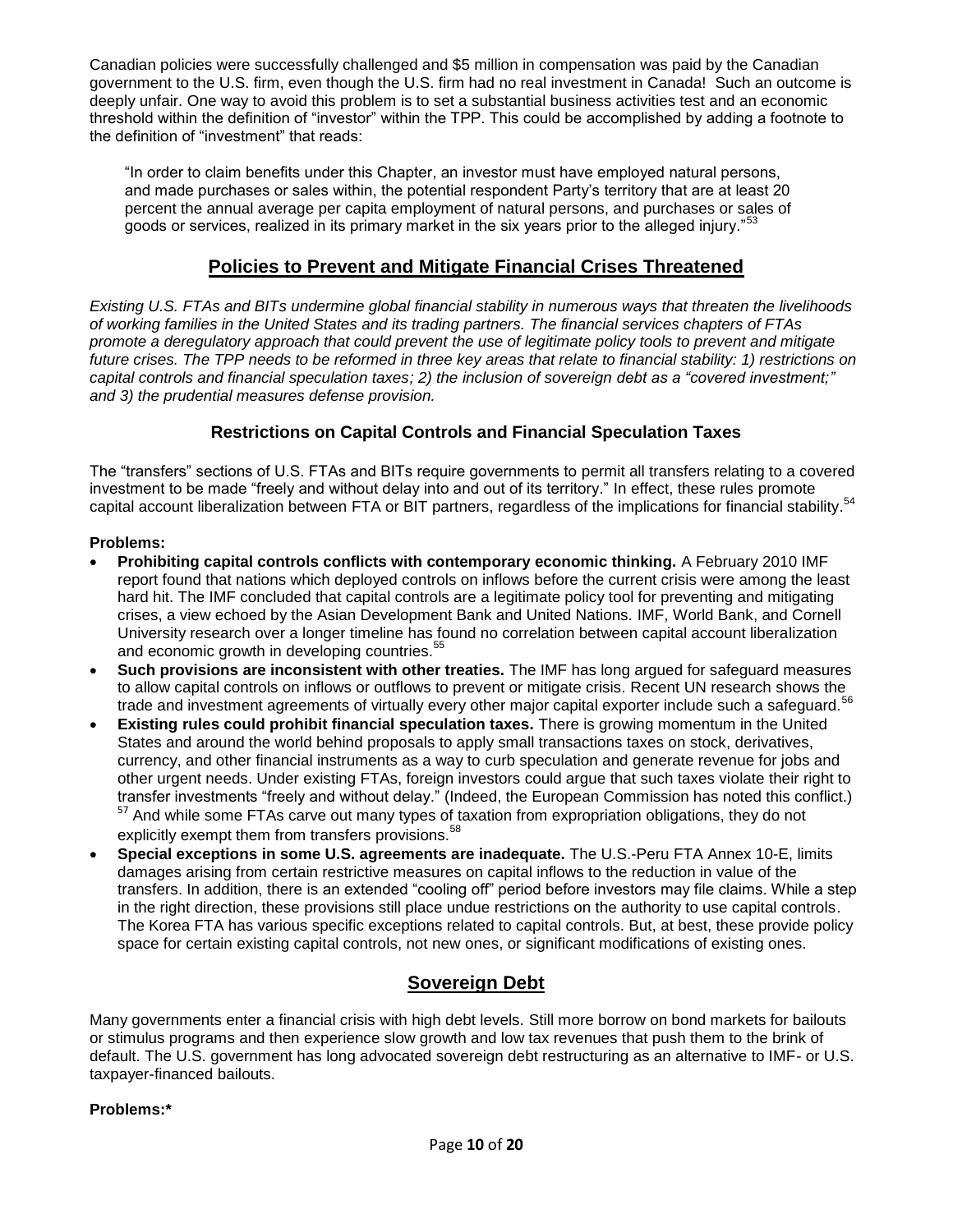Canadian policies were successfully challenged and $5 million in compensation was paid by the Canadian government to the U.S. firm, even though the U.S. firm had no real investment in Canada! Such an outcome is deeply unfair. One way to avoid this problem is to set a substantial business activities test and an economic threshold within the definition of "investor" within the TPP. This could be accomplished by adding a footnote to the definition of "investment" that reads:

> "In order to claim benefits under this Chapter, an investor must have employed natural persons, and made purchases or sales within, the potential respondent Party's territory that are at least 20 percent the annual average per capita employment of natural persons, and purchases or sales of goods or services, realized in its primary market in the six years prior to the alleged injury."[53]

## Policies to Prevent and Mitigate Financial Crises Threatened

*Existing U.S. FTAs and BITs undermine global financial stability in numerous ways that threaten the livelihoods of working families in the United States and its trading partners. The financial services chapters of FTAs promote a deregulatory approach that could prevent the use of legitimate policy tools to prevent and mitigate future crises. The TPP needs to be reformed in three key areas that relate to financial stability: 1) restrictions on capital controls and financial speculation taxes; 2) the inclusion of sovereign debt as a "covered investment;" and 3) the prudential measures defense provision.*

### Restrictions on Capital Controls and Financial Speculation Taxes

The "transfers" sections of U.S. FTAs and BITs require governments to permit all transfers relating to a covered investment to be made "freely and without delay into and out of its territory." In effect, these rules promote capital account liberalization between FTA or BIT partners, regardless of the implications for financial stability.[54]

**Problems:**

- **Prohibiting capital controls conflicts with contemporary economic thinking.** A February 2010 IMF report found that nations which deployed controls on inflows before the current crisis were among the least hard hit. The IMF concluded that capital controls are a legitimate policy tool for preventing and mitigating crises, a view echoed by the Asian Development Bank and United Nations. IMF, World Bank, and Cornell University research over a longer timeline has found no correlation between capital account liberalization and economic growth in developing countries.[55]
- **Such provisions are inconsistent with other treaties.** The IMF has long argued for safeguard measures to allow capital controls on inflows or outflows to prevent or mitigate crisis. Recent UN research shows the trade and investment agreements of virtually every other major capital exporter include such a safeguard.[56]
- **Existing rules could prohibit financial speculation taxes.** There is growing momentum in the United States and around the world behind proposals to apply small transactions taxes on stock, derivatives, currency, and other financial instruments as a way to curb speculation and generate revenue for jobs and other urgent needs. Under existing FTAs, foreign investors could argue that such taxes violate their right to transfer investments "freely and without delay." (Indeed, the European Commission has noted this conflict.)[57] And while some FTAs carve out many types of taxation from expropriation obligations, they do not explicitly exempt them from transfers provisions.[58]
- **Special exceptions in some U.S. agreements are inadequate.** The U.S.-Peru FTA Annex 10-E, limits damages arising from certain restrictive measures on capital inflows to the reduction in value of the transfers. In addition, there is an extended "cooling off" period before investors may file claims. While a step in the right direction, these provisions still place undue restrictions on the authority to use capital controls. The Korea FTA has various specific exceptions related to capital controls. But, at best, these provide policy space for certain existing capital controls, not new ones, or significant modifications of existing ones.

## Sovereign Debt

Many governments enter a financial crisis with high debt levels. Still more borrow on bond markets for bailouts or stimulus programs and then experience slow growth and low tax revenues that push them to the brink of default. The U.S. government has long advocated sovereign debt restructuring as an alternative to IMF- or U.S. taxpayer-financed bailouts.

**Problems:***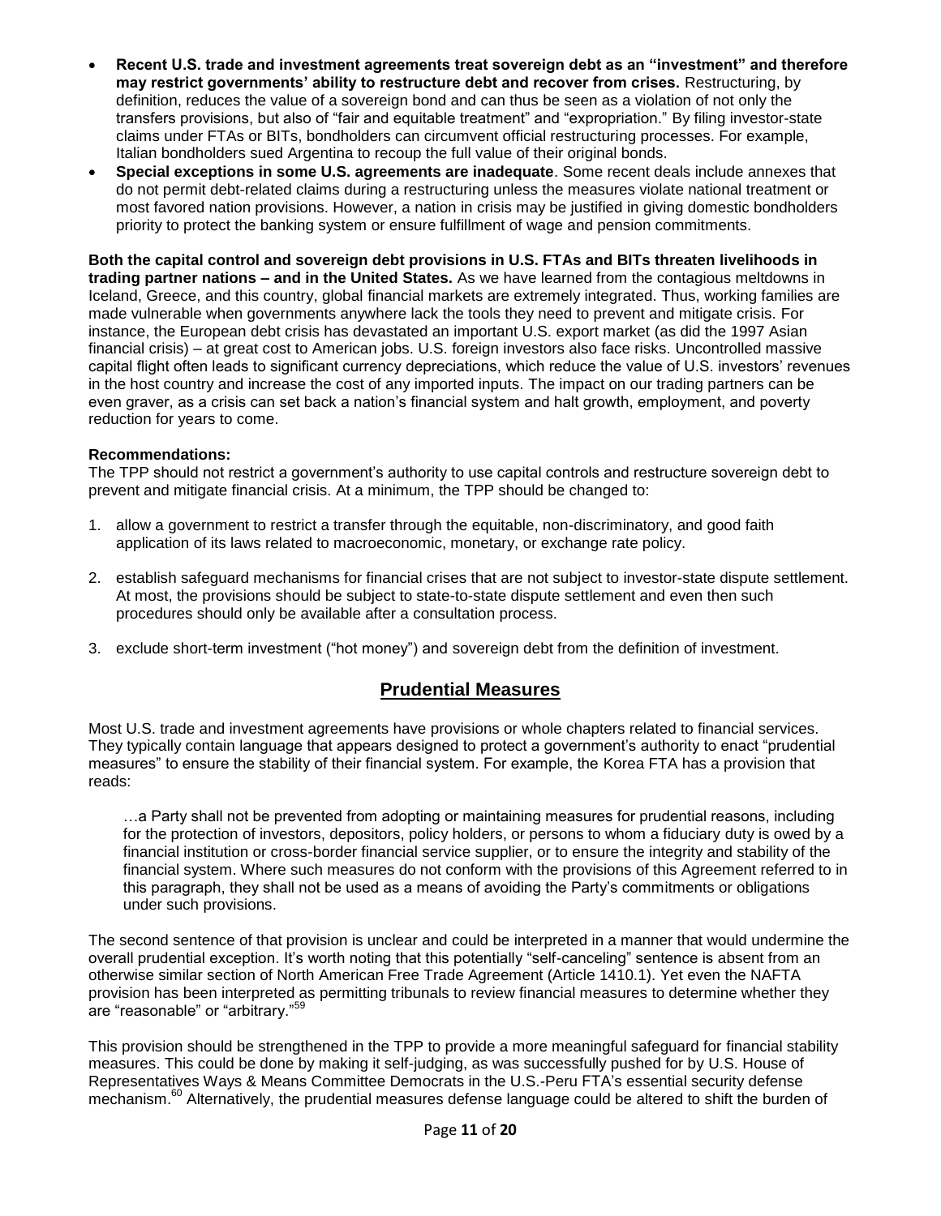- **Recent U.S. trade and investment agreements treat sovereign debt as an "investment" and therefore may restrict governments' ability to restructure debt and recover from crises.** Restructuring, by definition, reduces the value of a sovereign bond and can thus be seen as a violation of not only the transfers provisions, but also of "fair and equitable treatment" and "expropriation." By filing investor-state claims under FTAs or BITs, bondholders can circumvent official restructuring processes. For example, Italian bondholders sued Argentina to recoup the full value of their original bonds.
- **Special exceptions in some U.S. agreements are inadequate**. Some recent deals include annexes that do not permit debt-related claims during a restructuring unless the measures violate national treatment or most favored nation provisions. However, a nation in crisis may be justified in giving domestic bondholders priority to protect the banking system or ensure fulfillment of wage and pension commitments.

**Both the capital control and sovereign debt provisions in U.S. FTAs and BITs threaten livelihoods in trading partner nations – and in the United States.** As we have learned from the contagious meltdowns in Iceland, Greece, and this country, global financial markets are extremely integrated. Thus, working families are made vulnerable when governments anywhere lack the tools they need to prevent and mitigate crisis. For instance, the European debt crisis has devastated an important U.S. export market (as did the 1997 Asian financial crisis) – at great cost to American jobs. U.S. foreign investors also face risks. Uncontrolled massive capital flight often leads to significant currency depreciations, which reduce the value of U.S. investors' revenues in the host country and increase the cost of any imported inputs. The impact on our trading partners can be even graver, as a crisis can set back a nation's financial system and halt growth, employment, and poverty reduction for years to come.

**Recommendations:**
The TPP should not restrict a government's authority to use capital controls and restructure sovereign debt to prevent and mitigate financial crisis. At a minimum, the TPP should be changed to:

1. allow a government to restrict a transfer through the equitable, non-discriminatory, and good faith application of its laws related to macroeconomic, monetary, or exchange rate policy.
2. establish safeguard mechanisms for financial crises that are not subject to investor-state dispute settlement. At most, the provisions should be subject to state-to-state dispute settlement and even then such procedures should only be available after a consultation process.
3. exclude short-term investment ("hot money") and sovereign debt from the definition of investment.

## Prudential Measures

Most U.S. trade and investment agreements have provisions or whole chapters related to financial services. They typically contain language that appears designed to protect a government's authority to enact "prudential measures" to ensure the stability of their financial system. For example, the Korea FTA has a provision that reads:

> …a Party shall not be prevented from adopting or maintaining measures for prudential reasons, including for the protection of investors, depositors, policy holders, or persons to whom a fiduciary duty is owed by a financial institution or cross-border financial service supplier, or to ensure the integrity and stability of the financial system. Where such measures do not conform with the provisions of this Agreement referred to in this paragraph, they shall not be used as a means of avoiding the Party's commitments or obligations under such provisions.

The second sentence of that provision is unclear and could be interpreted in a manner that would undermine the overall prudential exception. It's worth noting that this potentially "self-canceling" sentence is absent from an otherwise similar section of North American Free Trade Agreement (Article 1410.1). Yet even the NAFTA provision has been interpreted as permitting tribunals to review financial measures to determine whether they are "reasonable" or "arbitrary."[59]

This provision should be strengthened in the TPP to provide a more meaningful safeguard for financial stability measures. This could be done by making it self-judging, as was successfully pushed for by U.S. House of Representatives Ways & Means Committee Democrats in the U.S.-Peru FTA's essential security defense mechanism.[60] Alternatively, the prudential measures defense language could be altered to shift the burden of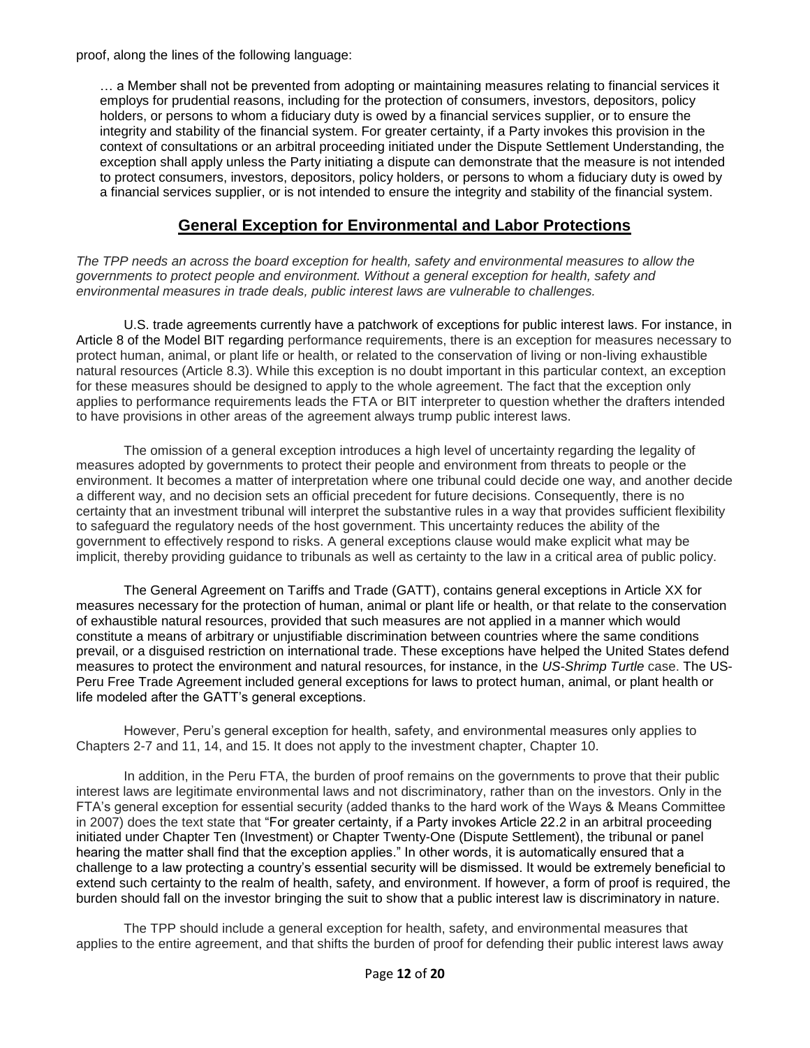proof, along the lines of the following language:

> … a Member shall not be prevented from adopting or maintaining measures relating to financial services it employs for prudential reasons, including for the protection of consumers, investors, depositors, policy holders, or persons to whom a fiduciary duty is owed by a financial services supplier, or to ensure the integrity and stability of the financial system. For greater certainty, if a Party invokes this provision in the context of consultations or an arbitral proceeding initiated under the Dispute Settlement Understanding, the exception shall apply unless the Party initiating a dispute can demonstrate that the measure is not intended to protect consumers, investors, depositors, policy holders, or persons to whom a fiduciary duty is owed by a financial services supplier, or is not intended to ensure the integrity and stability of the financial system.

## General Exception for Environmental and Labor Protections

*The TPP needs an across the board exception for health, safety and environmental measures to allow the governments to protect people and environment. Without a general exception for health, safety and environmental measures in trade deals, public interest laws are vulnerable to challenges.*

U.S. trade agreements currently have a patchwork of exceptions for public interest laws. For instance, in Article 8 of the Model BIT regarding performance requirements, there is an exception for measures necessary to protect human, animal, or plant life or health, or related to the conservation of living or non-living exhaustible natural resources (Article 8.3). While this exception is no doubt important in this particular context, an exception for these measures should be designed to apply to the whole agreement. The fact that the exception only applies to performance requirements leads the FTA or BIT interpreter to question whether the drafters intended to have provisions in other areas of the agreement always trump public interest laws.

The omission of a general exception introduces a high level of uncertainty regarding the legality of measures adopted by governments to protect their people and environment from threats to people or the environment. It becomes a matter of interpretation where one tribunal could decide one way, and another decide a different way, and no decision sets an official precedent for future decisions. Consequently, there is no certainty that an investment tribunal will interpret the substantive rules in a way that provides sufficient flexibility to safeguard the regulatory needs of the host government. This uncertainty reduces the ability of the government to effectively respond to risks. A general exceptions clause would make explicit what may be implicit, thereby providing guidance to tribunals as well as certainty to the law in a critical area of public policy.

The General Agreement on Tariffs and Trade (GATT), contains general exceptions in Article XX for measures necessary for the protection of human, animal or plant life or health, or that relate to the conservation of exhaustible natural resources, provided that such measures are not applied in a manner which would constitute a means of arbitrary or unjustifiable discrimination between countries where the same conditions prevail, or a disguised restriction on international trade. These exceptions have helped the United States defend measures to protect the environment and natural resources, for instance, in the *US-Shrimp Turtle* case. The US-Peru Free Trade Agreement included general exceptions for laws to protect human, animal, or plant health or life modeled after the GATT's general exceptions.

However, Peru's general exception for health, safety, and environmental measures only applies to Chapters 2-7 and 11, 14, and 15. It does not apply to the investment chapter, Chapter 10.

In addition, in the Peru FTA, the burden of proof remains on the governments to prove that their public interest laws are legitimate environmental laws and not discriminatory, rather than on the investors. Only in the FTA's general exception for essential security (added thanks to the hard work of the Ways & Means Committee in 2007) does the text state that "For greater certainty, if a Party invokes Article 22.2 in an arbitral proceeding initiated under Chapter Ten (Investment) or Chapter Twenty-One (Dispute Settlement), the tribunal or panel hearing the matter shall find that the exception applies." In other words, it is automatically ensured that a challenge to a law protecting a country's essential security will be dismissed. It would be extremely beneficial to extend such certainty to the realm of health, safety, and environment. If however, a form of proof is required, the burden should fall on the investor bringing the suit to show that a public interest law is discriminatory in nature.

The TPP should include a general exception for health, safety, and environmental measures that applies to the entire agreement, and that shifts the burden of proof for defending their public interest laws away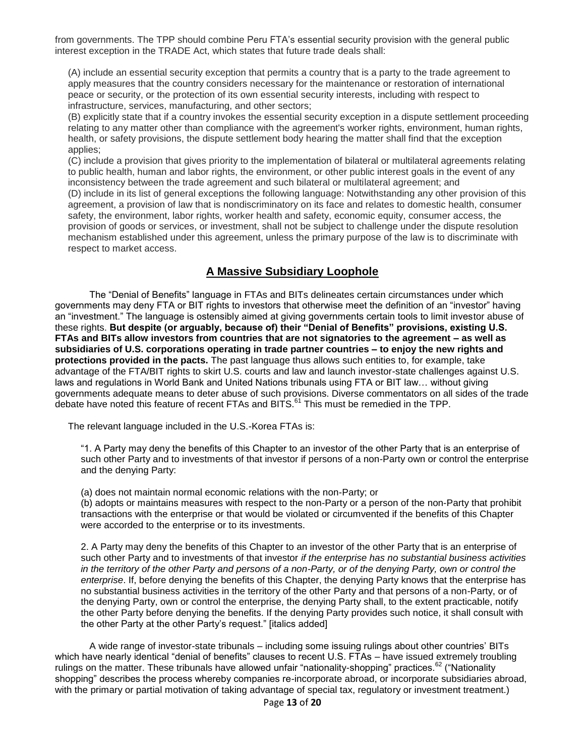from governments. The TPP should combine Peru FTA's essential security provision with the general public interest exception in the TRADE Act, which states that future trade deals shall:

> (A) include an essential security exception that permits a country that is a party to the trade agreement to apply measures that the country considers necessary for the maintenance or restoration of international peace or security, or the protection of its own essential security interests, including with respect to infrastructure, services, manufacturing, and other sectors;
> (B) explicitly state that if a country invokes the essential security exception in a dispute settlement proceeding relating to any matter other than compliance with the agreement's worker rights, environment, human rights, health, or safety provisions, the dispute settlement body hearing the matter shall find that the exception applies;
> (C) include a provision that gives priority to the implementation of bilateral or multilateral agreements relating to public health, human and labor rights, the environment, or other public interest goals in the event of any inconsistency between the trade agreement and such bilateral or multilateral agreement; and
> (D) include in its list of general exceptions the following language: Notwithstanding any other provision of this agreement, a provision of law that is nondiscriminatory on its face and relates to domestic health, consumer safety, the environment, labor rights, worker health and safety, economic equity, consumer access, the provision of goods or services, or investment, shall not be subject to challenge under the dispute resolution mechanism established under this agreement, unless the primary purpose of the law is to discriminate with respect to market access.

## A Massive Subsidiary Loophole

The "Denial of Benefits" language in FTAs and BITs delineates certain circumstances under which governments may deny FTA or BIT rights to investors that otherwise meet the definition of an "investor" having an "investment." The language is ostensibly aimed at giving governments certain tools to limit investor abuse of these rights. **But despite (or arguably, because of) their "Denial of Benefits" provisions, existing U.S. FTAs and BITs allow investors from countries that are not signatories to the agreement – as well as subsidiaries of U.S. corporations operating in trade partner countries – to enjoy the new rights and protections provided in the pacts.** The past language thus allows such entities to, for example, take advantage of the FTA/BIT rights to skirt U.S. courts and law and launch investor-state challenges against U.S. laws and regulations in World Bank and United Nations tribunals using FTA or BIT law… without giving governments adequate means to deter abuse of such provisions. Diverse commentators on all sides of the trade debate have noted this feature of recent FTAs and BITS.[61] This must be remedied in the TPP.

The relevant language included in the U.S.-Korea FTAs is:

> "1. A Party may deny the benefits of this Chapter to an investor of the other Party that is an enterprise of such other Party and to investments of that investor if persons of a non-Party own or control the enterprise and the denying Party:
>
> (a) does not maintain normal economic relations with the non-Party; or
> (b) adopts or maintains measures with respect to the non-Party or a person of the non-Party that prohibit transactions with the enterprise or that would be violated or circumvented if the benefits of this Chapter were accorded to the enterprise or to its investments.
>
> 2. A Party may deny the benefits of this Chapter to an investor of the other Party that is an enterprise of such other Party and to investments of that investor *if the enterprise has no substantial business activities in the territory of the other Party and persons of a non-Party, or of the denying Party, own or control the enterprise*. If, before denying the benefits of this Chapter, the denying Party knows that the enterprise has no substantial business activities in the territory of the other Party and that persons of a non-Party, or of the denying Party, own or control the enterprise, the denying Party shall, to the extent practicable, notify the other Party before denying the benefits. If the denying Party provides such notice, it shall consult with the other Party at the other Party's request." [italics added]

A wide range of investor-state tribunals – including some issuing rulings about other countries' BITs which have nearly identical "denial of benefits" clauses to recent U.S. FTAs – have issued extremely troubling rulings on the matter. These tribunals have allowed unfair "nationality-shopping" practices.[62] ("Nationality shopping" describes the process whereby companies re-incorporate abroad, or incorporate subsidiaries abroad, with the primary or partial motivation of taking advantage of special tax, regulatory or investment treatment.)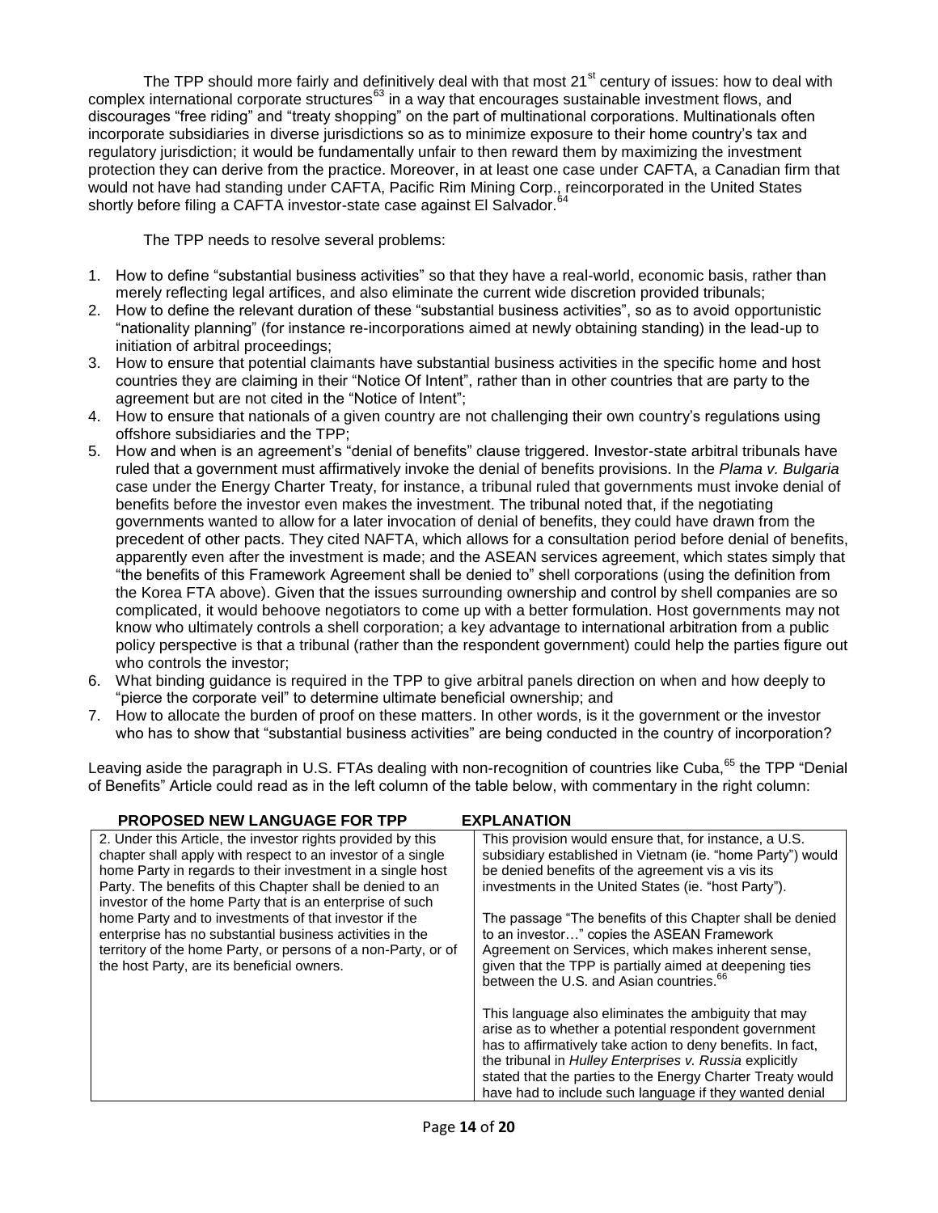The TPP should more fairly and definitively deal with that most 21st century of issues: how to deal with complex international corporate structures[63] in a way that encourages sustainable investment flows, and discourages "free riding" and "treaty shopping" on the part of multinational corporations. Multinationals often incorporate subsidiaries in diverse jurisdictions so as to minimize exposure to their home country's tax and regulatory jurisdiction; it would be fundamentally unfair to then reward them by maximizing the investment protection they can derive from the practice. Moreover, in at least one case under CAFTA, a Canadian firm that would not have had standing under CAFTA, Pacific Rim Mining Corp., reincorporated in the United States shortly before filing a CAFTA investor-state case against El Salvador.[64]

The TPP needs to resolve several problems:

1. How to define "substantial business activities" so that they have a real-world, economic basis, rather than merely reflecting legal artifices, and also eliminate the current wide discretion provided tribunals;
2. How to define the relevant duration of these "substantial business activities", so as to avoid opportunistic "nationality planning" (for instance re-incorporations aimed at newly obtaining standing) in the lead-up to initiation of arbitral proceedings;
3. How to ensure that potential claimants have substantial business activities in the specific home and host countries they are claiming in their "Notice Of Intent", rather than in other countries that are party to the agreement but are not cited in the "Notice of Intent";
4. How to ensure that nationals of a given country are not challenging their own country's regulations using offshore subsidiaries and the TPP;
5. How and when is an agreement's "denial of benefits" clause triggered. Investor-state arbitral tribunals have ruled that a government must affirmatively invoke the denial of benefits provisions. In the *Plama v. Bulgaria* case under the Energy Charter Treaty, for instance, a tribunal ruled that governments must invoke denial of benefits before the investor even makes the investment. The tribunal noted that, if the negotiating governments wanted to allow for a later invocation of denial of benefits, they could have drawn from the precedent of other pacts. They cited NAFTA, which allows for a consultation period before denial of benefits, apparently even after the investment is made; and the ASEAN services agreement, which states simply that "the benefits of this Framework Agreement shall be denied to" shell corporations (using the definition from the Korea FTA above). Given that the issues surrounding ownership and control by shell companies are so complicated, it would behoove negotiators to come up with a better formulation. Host governments may not know who ultimately controls a shell corporation; a key advantage to international arbitration from a public policy perspective is that a tribunal (rather than the respondent government) could help the parties figure out who controls the investor;
6. What binding guidance is required in the TPP to give arbitral panels direction on when and how deeply to "pierce the corporate veil" to determine ultimate beneficial ownership; and
7. How to allocate the burden of proof on these matters. In other words, is it the government or the investor who has to show that "substantial business activities" are being conducted in the country of incorporation?

Leaving aside the paragraph in U.S. FTAs dealing with non-recognition of countries like Cuba,[65] the TPP "Denial of Benefits" Article could read as in the left column of the table below, with commentary in the right column:

| PROPOSED NEW LANGUAGE FOR TPP | EXPLANATION |
|---|---|
| 2. Under this Article, the investor rights provided by this chapter shall apply with respect to an investor of a single home Party in regards to their investment in a single host Party. The benefits of this Chapter shall be denied to an investor of the home Party that is an enterprise of such home Party and to investments of that investor if the enterprise has no substantial business activities in the territory of the home Party, or persons of a non-Party, or of the host Party, are its beneficial owners. | This provision would ensure that, for instance, a U.S. subsidiary established in Vietnam (ie. "home Party") would be denied benefits of the agreement vis a vis its investments in the United States (ie. "host Party").<br><br>The passage "The benefits of this Chapter shall be denied to an investor…" copies the ASEAN Framework Agreement on Services, which makes inherent sense, given that the TPP is partially aimed at deepening ties between the U.S. and Asian countries.[66]<br><br>This language also eliminates the ambiguity that may arise as to whether a potential respondent government has to affirmatively take action to deny benefits. In fact, the tribunal in *Hulley Enterprises v. Russia* explicitly stated that the parties to the Energy Charter Treaty would have had to include such language if they wanted denial |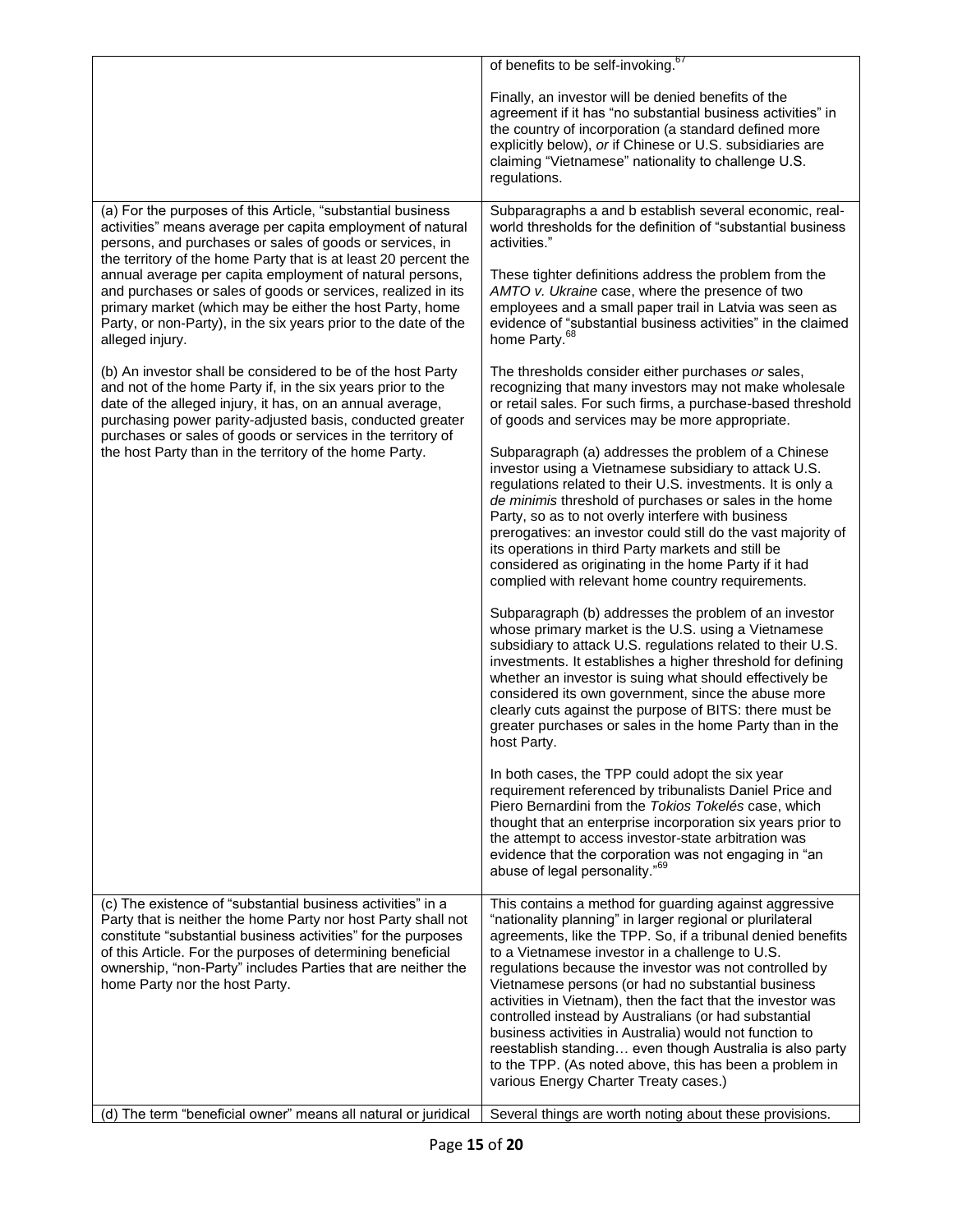| | |
|---|---|
| | of benefits to be self-invoking.[67]<br><br>Finally, an investor will be denied benefits of the agreement if it has "no substantial business activities" in the country of incorporation (a standard defined more explicitly below), *or* if Chinese or U.S. subsidiaries are claiming "Vietnamese" nationality to challenge U.S. regulations. |
| (a) For the purposes of this Article, "substantial business activities" means average per capita employment of natural persons, and purchases or sales of goods or services, in the territory of the home Party that is at least 20 percent the annual average per capita employment of natural persons, and purchases or sales of goods or services, realized in its primary market (which may be either the host Party, home Party, or non-Party), in the six years prior to the date of the alleged injury.<br><br>(b) An investor shall be considered to be of the host Party and not of the home Party if, in the six years prior to the date of the alleged injury, it has, on an annual average, purchasing power parity-adjusted basis, conducted greater purchases or sales of goods or services in the territory of the host Party than in the territory of the home Party. | Subparagraphs a and b establish several economic, real-world thresholds for the definition of "substantial business activities."<br><br>These tighter definitions address the problem from the *AMTO v. Ukraine* case, where the presence of two employees and a small paper trail in Latvia was seen as evidence of "substantial business activities" in the claimed home Party.[68]<br><br>The thresholds consider either purchases *or* sales, recognizing that many investors may not make wholesale or retail sales. For such firms, a purchase-based threshold of goods and services may be more appropriate.<br><br>Subparagraph (a) addresses the problem of a Chinese investor using a Vietnamese subsidiary to attack U.S. regulations related to their U.S. investments. It is only a *de minimis* threshold of purchases or sales in the home Party, so as to not overly interfere with business prerogatives: an investor could still do the vast majority of its operations in third Party markets and still be considered as originating in the home Party if it had complied with relevant home country requirements.<br><br>Subparagraph (b) addresses the problem of an investor whose primary market is the U.S. using a Vietnamese subsidiary to attack U.S. regulations related to their U.S. investments. It establishes a higher threshold for defining whether an investor is suing what should effectively be considered its own government, since the abuse more clearly cuts against the purpose of BITS: there must be greater purchases or sales in the home Party than in the host Party.<br><br>In both cases, the TPP could adopt the six year requirement referenced by tribunalists Daniel Price and Piero Bernardini from the *Tokios Tokelés* case, which thought that an enterprise incorporation six years prior to the attempt to access investor-state arbitration was evidence that the corporation was not engaging in "an abuse of legal personality."[69] |
| (c) The existence of "substantial business activities" in a Party that is neither the home Party nor host Party shall not constitute "substantial business activities" for the purposes of this Article. For the purposes of determining beneficial ownership, "non-Party" includes Parties that are neither the home Party nor the host Party. | This contains a method for guarding against aggressive "nationality planning" in larger regional or plurilateral agreements, like the TPP. So, if a tribunal denied benefits to a Vietnamese investor in a challenge to U.S. regulations because the investor was not controlled by Vietnamese persons (or had no substantial business activities in Vietnam), then the fact that the investor was controlled instead by Australians (or had substantial business activities in Australia) would not function to reestablish standing… even though Australia is also party to the TPP. (As noted above, this has been a problem in various Energy Charter Treaty cases.) |
| (d) The term "beneficial owner" means all natural or juridical | Several things are worth noting about these provisions. |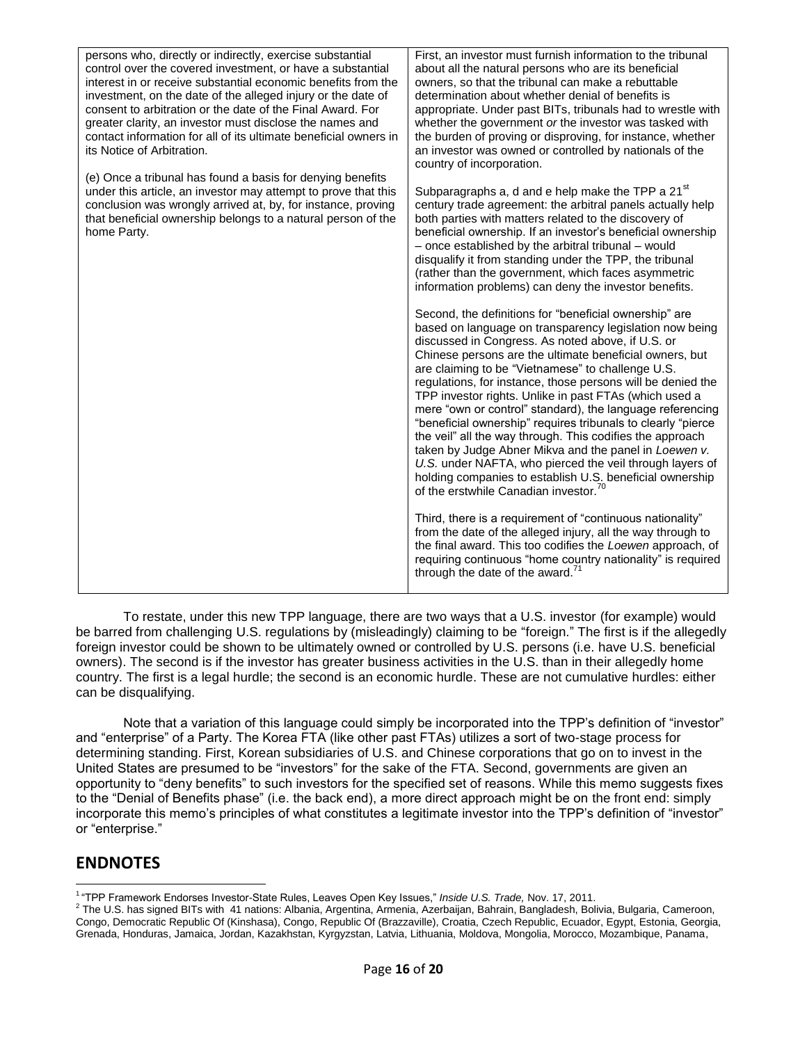| | |
|---|---|
| persons who, directly or indirectly, exercise substantial control over the covered investment, or have a substantial interest in or receive substantial economic benefits from the investment, on the date of the alleged injury or the date of consent to arbitration or the date of the Final Award. For greater clarity, an investor must disclose the names and contact information for all of its ultimate beneficial owners in its Notice of Arbitration.<br><br>(e) Once a tribunal has found a basis for denying benefits under this article, an investor may attempt to prove that this conclusion was wrongly arrived at, by, for instance, proving that beneficial ownership belongs to a natural person of the home Party. | First, an investor must furnish information to the tribunal about all the natural persons who are its beneficial owners, so that the tribunal can make a rebuttable determination about whether denial of benefits is appropriate. Under past BITs, tribunals had to wrestle with whether the government *or* the investor was tasked with the burden of proving or disproving, for instance, whether an investor was owned or controlled by nationals of the country of incorporation.<br><br>Subparagraphs a, d and e help make the TPP a 21st century trade agreement: the arbitral panels actually help both parties with matters related to the discovery of beneficial ownership. If an investor's beneficial ownership – once established by the arbitral tribunal – would disqualify it from standing under the TPP, the tribunal (rather than the government, which faces asymmetric information problems) can deny the investor benefits.<br><br>Second, the definitions for "beneficial ownership" are based on language on transparency legislation now being discussed in Congress. As noted above, if U.S. or Chinese persons are the ultimate beneficial owners, but are claiming to be "Vietnamese" to challenge U.S. regulations, for instance, those persons will be denied the TPP investor rights. Unlike in past FTAs (which used a mere "own or control" standard), the language referencing "beneficial ownership" requires tribunals to clearly "pierce the veil" all the way through. This codifies the approach taken by Judge Abner Mikva and the panel in *Loewen v. U.S.* under NAFTA, who pierced the veil through layers of holding companies to establish U.S. beneficial ownership of the erstwhile Canadian investor.[70]<br><br>Third, there is a requirement of "continuous nationality" from the date of the alleged injury, all the way through to the final award. This too codifies the *Loewen* approach, of requiring continuous "home country nationality" is required through the date of the award.[71] |

To restate, under this new TPP language, there are two ways that a U.S. investor (for example) would be barred from challenging U.S. regulations by (misleadingly) claiming to be "foreign." The first is if the allegedly foreign investor could be shown to be ultimately owned or controlled by U.S. persons (i.e. have U.S. beneficial owners). The second is if the investor has greater business activities in the U.S. than in their allegedly home country. The first is a legal hurdle; the second is an economic hurdle. These are not cumulative hurdles: either can be disqualifying.

Note that a variation of this language could simply be incorporated into the TPP's definition of "investor" and "enterprise" of a Party. The Korea FTA (like other past FTAs) utilizes a sort of two-stage process for determining standing. First, Korean subsidiaries of U.S. and Chinese corporations that go on to invest in the United States are presumed to be "investors" for the sake of the FTA. Second, governments are given an opportunity to "deny benefits" to such investors for the specified set of reasons. While this memo suggests fixes to the "Denial of Benefits phase" (i.e. the back end), a more direct approach might be on the front end: simply incorporate this memo's principles of what constitutes a legitimate investor into the TPP's definition of "investor" or "enterprise."

## ENDNOTES

[1] "TPP Framework Endorses Investor-State Rules, Leaves Open Key Issues," *Inside U.S. Trade,* Nov. 17, 2011.

[2] The U.S. has signed BITs with 41 nations: Albania, Argentina, Armenia, Azerbaijan, Bahrain, Bangladesh, Bolivia, Bulgaria, Cameroon, Congo, Democratic Republic Of (Kinshasa), Congo, Republic Of (Brazzaville), Croatia, Czech Republic, Ecuador, Egypt, Estonia, Georgia, Grenada, Honduras, Jamaica, Jordan, Kazakhstan, Kyrgyzstan, Latvia, Lithuania, Moldova, Mongolia, Morocco, Mozambique, Panama,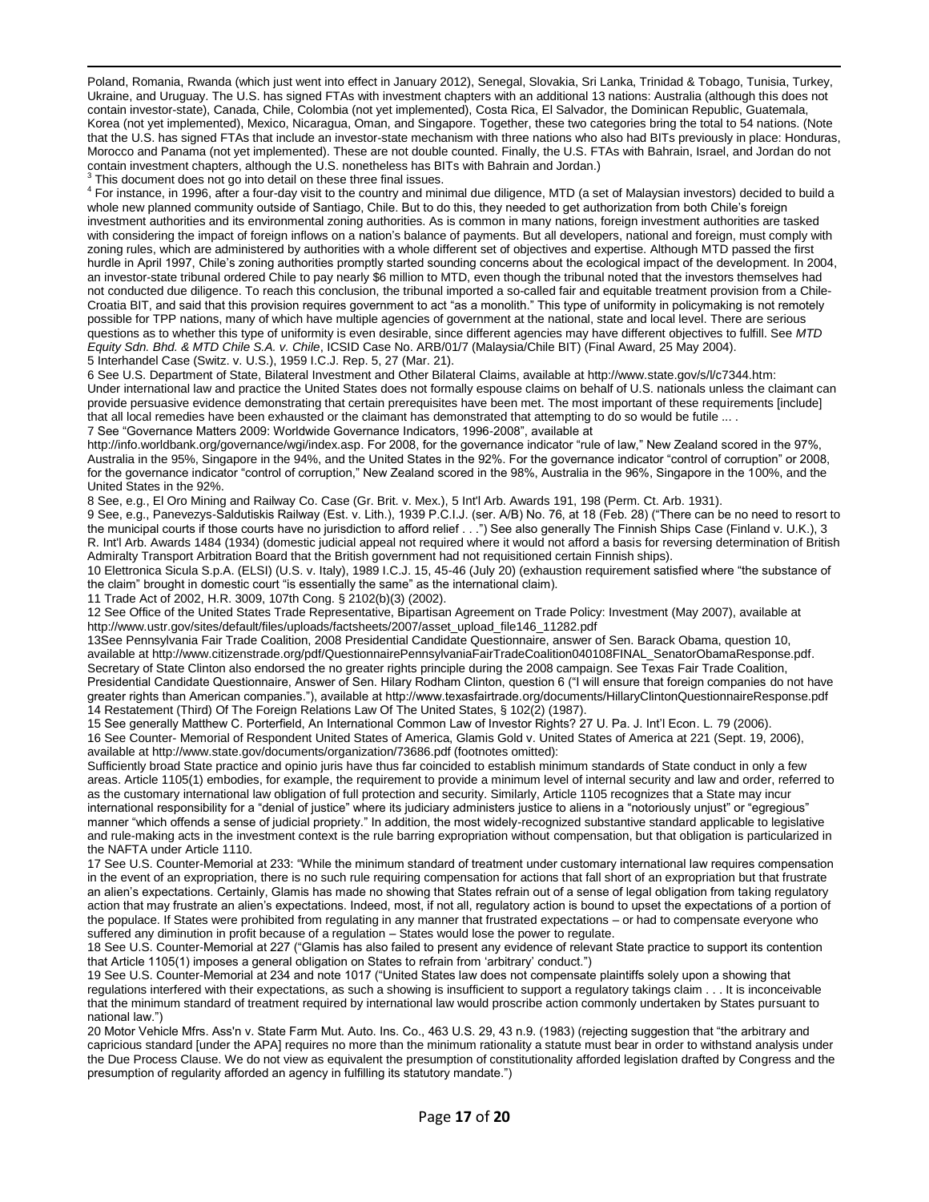Poland, Romania, Rwanda (which just went into effect in January 2012), Senegal, Slovakia, Sri Lanka, Trinidad & Tobago, Tunisia, Turkey, Ukraine, and Uruguay. The U.S. has signed FTAs with investment chapters with an additional 13 nations: Australia (although this does not contain investor-state), Canada, Chile, Colombia (not yet implemented), Costa Rica, El Salvador, the Dominican Republic, Guatemala, Korea (not yet implemented), Mexico, Nicaragua, Oman, and Singapore. Together, these two categories bring the total to 54 nations. (Note that the U.S. has signed FTAs that include an investor-state mechanism with three nations who also had BITs previously in place: Honduras, Morocco and Panama (not yet implemented). These are not double counted. Finally, the U.S. FTAs with Bahrain, Israel, and Jordan do not contain investment chapters, although the U.S. nonetheless has BITs with Bahrain and Jordan.)

[3] This document does not go into detail on these three final issues.

[4] For instance, in 1996, after a four-day visit to the country and minimal due diligence, MTD (a set of Malaysian investors) decided to build a whole new planned community outside of Santiago, Chile. But to do this, they needed to get authorization from both Chile's foreign investment authorities and its environmental zoning authorities. As is common in many nations, foreign investment authorities are tasked with considering the impact of foreign inflows on a nation's balance of payments. But all developers, national and foreign, must comply with zoning rules, which are administered by authorities with a whole different set of objectives and expertise. Although MTD passed the first hurdle in April 1997, Chile's zoning authorities promptly started sounding concerns about the ecological impact of the development. In 2004, an investor-state tribunal ordered Chile to pay nearly $6 million to MTD, even though the tribunal noted that the investors themselves had not conducted due diligence. To reach this conclusion, the tribunal imported a so-called fair and equitable treatment provision from a Chile-Croatia BIT, and said that this provision requires government to act "as a monolith." This type of uniformity in policymaking is not remotely possible for TPP nations, many of which have multiple agencies of government at the national, state and local level. There are serious questions as to whether this type of uniformity is even desirable, since different agencies may have different objectives to fulfill. See *MTD Equity Sdn. Bhd. & MTD Chile S.A. v. Chile*, ICSID Case No. ARB/01/7 (Malaysia/Chile BIT) (Final Award, 25 May 2004).

5 Interhandel Case (Switz. v. U.S.), 1959 I.C.J. Rep. 5, 27 (Mar. 21).

6 See U.S. Department of State, Bilateral Investment and Other Bilateral Claims, available at http://www.state.gov/s/l/c7344.htm: Under international law and practice the United States does not formally espouse claims on behalf of U.S. nationals unless the claimant can provide persuasive evidence demonstrating that certain prerequisites have been met. The most important of these requirements [include] that all local remedies have been exhausted or the claimant has demonstrated that attempting to do so would be futile ... .

7 See "Governance Matters 2009: Worldwide Governance Indicators, 1996-2008", available at http://info.worldbank.org/governance/wgi/index.asp. For 2008, for the governance indicator "rule of law," New Zealand scored in the 97%, Australia in the 95%, Singapore in the 94%, and the United States in the 92%. For the governance indicator "control of corruption" or 2008, for the governance indicator "control of corruption," New Zealand scored in the 98%, Australia in the 96%, Singapore in the 100%, and the United States in the 92%.

8 See, e.g., El Oro Mining and Railway Co. Case (Gr. Brit. v. Mex.), 5 Int'l Arb. Awards 191, 198 (Perm. Ct. Arb. 1931).

9 See, e.g., Panevezys-Saldutiskis Railway (Est. v. Lith.), 1939 P.C.I.J. (ser. A/B) No. 76, at 18 (Feb. 28) ("There can be no need to resort to the municipal courts if those courts have no jurisdiction to afford relief . . .") See also generally The Finnish Ships Case (Finland v. U.K.), 3 R. Int'l Arb. Awards 1484 (1934) (domestic judicial appeal not required where it would not afford a basis for reversing determination of British Admiralty Transport Arbitration Board that the British government had not requisitioned certain Finnish ships).

10 Elettronica Sicula S.p.A. (ELSI) (U.S. v. Italy), 1989 I.C.J. 15, 45-46 (July 20) (exhaustion requirement satisfied where "the substance of the claim" brought in domestic court "is essentially the same" as the international claim).

11 Trade Act of 2002, H.R. 3009, 107th Cong. § 2102(b)(3) (2002).

12 See Office of the United States Trade Representative, Bipartisan Agreement on Trade Policy: Investment (May 2007), available at http://www.ustr.gov/sites/default/files/uploads/factsheets/2007/asset_upload_file146_11282.pdf

13See Pennsylvania Fair Trade Coalition, 2008 Presidential Candidate Questionnaire, answer of Sen. Barack Obama, question 10, available at http://www.citizenstrade.org/pdf/QuestionnairePennsylvaniaFairTradeCoalition040108FINAL_SenatorObamaResponse.pdf. Secretary of State Clinton also endorsed the no greater rights principle during the 2008 campaign. See Texas Fair Trade Coalition, Presidential Candidate Questionnaire, Answer of Sen. Hilary Rodham Clinton, question 6 ("I will ensure that foreign companies do not have greater rights than American companies."), available at http://www.texasfairtrade.org/documents/HillaryClintonQuestionnaireResponse.pdf

14 Restatement (Third) Of The Foreign Relations Law Of The United States, § 102(2) (1987).

15 See generally Matthew C. Porterfield, An International Common Law of Investor Rights? 27 U. Pa. J. Int'l Econ. L. 79 (2006).

16 See Counter- Memorial of Respondent United States of America, Glamis Gold v. United States of America at 221 (Sept. 19, 2006), available at http://www.state.gov/documents/organization/73686.pdf (footnotes omitted):
Sufficiently broad State practice and opinio juris have thus far coincided to establish minimum standards of State conduct in only a few areas. Article 1105(1) embodies, for example, the requirement to provide a minimum level of internal security and law and order, referred to as the customary international law obligation of full protection and security. Similarly, Article 1105 recognizes that a State may incur international responsibility for a "denial of justice" where its judiciary administers justice to aliens in a "notoriously unjust" or "egregious" manner "which offends a sense of judicial propriety." In addition, the most widely-recognized substantive standard applicable to legislative and rule-making acts in the investment context is the rule barring expropriation without compensation, but that obligation is particularized in the NAFTA under Article 1110.

17 See U.S. Counter-Memorial at 233: "While the minimum standard of treatment under customary international law requires compensation in the event of an expropriation, there is no such rule requiring compensation for actions that fall short of an expropriation but that frustrate an alien's expectations. Certainly, Glamis has made no showing that States refrain out of a sense of legal obligation from taking regulatory action that may frustrate an alien's expectations. Indeed, most, if not all, regulatory action is bound to upset the expectations of a portion of the populace. If States were prohibited from regulating in any manner that frustrated expectations – or had to compensate everyone who suffered any diminution in profit because of a regulation – States would lose the power to regulate.

18 See U.S. Counter-Memorial at 227 ("Glamis has also failed to present any evidence of relevant State practice to support its contention that Article 1105(1) imposes a general obligation on States to refrain from 'arbitrary' conduct.")

19 See U.S. Counter-Memorial at 234 and note 1017 ("United States law does not compensate plaintiffs solely upon a showing that regulations interfered with their expectations, as such a showing is insufficient to support a regulatory takings claim . . . It is inconceivable that the minimum standard of treatment required by international law would proscribe action commonly undertaken by States pursuant to national law.")

20 Motor Vehicle Mfrs. Ass'n v. State Farm Mut. Auto. Ins. Co., 463 U.S. 29, 43 n.9. (1983) (rejecting suggestion that "the arbitrary and capricious standard [under the APA] requires no more than the minimum rationality a statute must bear in order to withstand analysis under the Due Process Clause. We do not view as equivalent the presumption of constitutionality afforded legislation drafted by Congress and the presumption of regularity afforded an agency in fulfilling its statutory mandate.")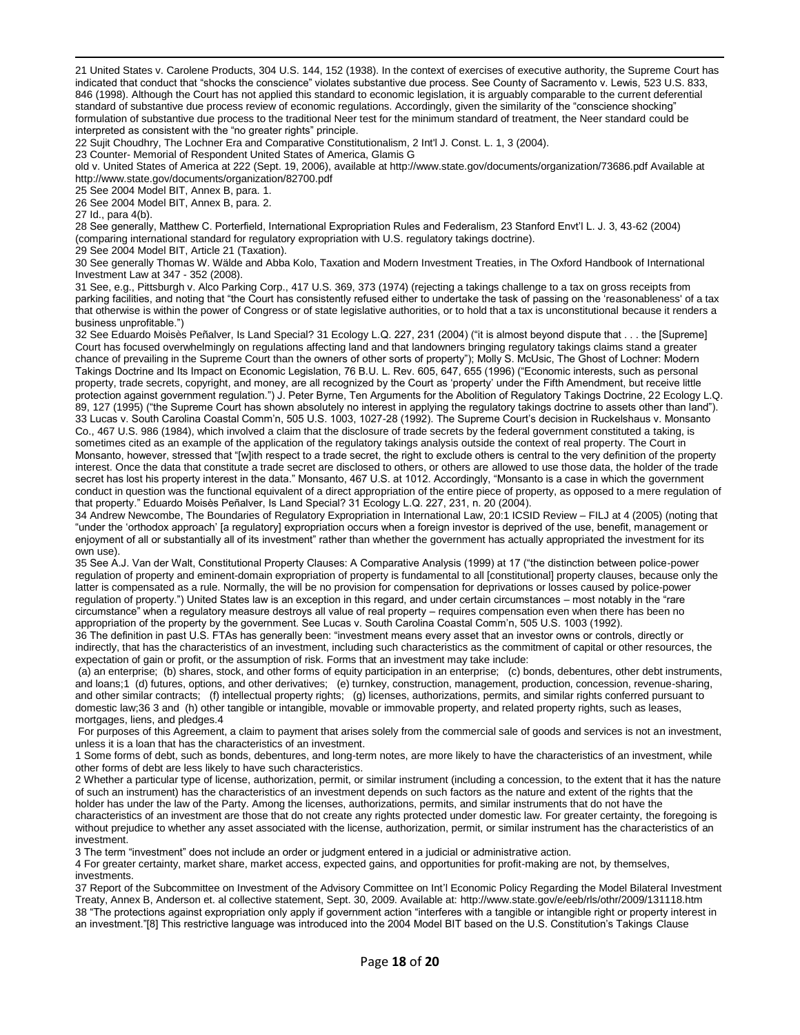21 United States v. Carolene Products, 304 U.S. 144, 152 (1938). In the context of exercises of executive authority, the Supreme Court has indicated that conduct that "shocks the conscience" violates substantive due process. See County of Sacramento v. Lewis, 523 U.S. 833, 846 (1998). Although the Court has not applied this standard to economic legislation, it is arguably comparable to the current deferential standard of substantive due process review of economic regulations. Accordingly, given the similarity of the "conscience shocking" formulation of substantive due process to the traditional Neer test for the minimum standard of treatment, the Neer standard could be interpreted as consistent with the "no greater rights" principle.

22 Sujit Choudhry, The Lochner Era and Comparative Constitutionalism, 2 Int'l J. Const. L. 1, 3 (2004).

23 Counter- Memorial of Respondent United States of America, Glamis G old v. United States of America at 222 (Sept. 19, 2006), available at http://www.state.gov/documents/organization/73686.pdf Available at http://www.state.gov/documents/organization/82700.pdf

25 See 2004 Model BIT, Annex B, para. 1.

26 See 2004 Model BIT, Annex B, para. 2.

27 Id., para 4(b).

28 See generally, Matthew C. Porterfield, International Expropriation Rules and Federalism, 23 Stanford Envt'l L. J. 3, 43-62 (2004) (comparing international standard for regulatory expropriation with U.S. regulatory takings doctrine).

29 See 2004 Model BIT, Article 21 (Taxation).

30 See generally Thomas W. Wälde and Abba Kolo, Taxation and Modern Investment Treaties, in The Oxford Handbook of International Investment Law at 347 - 352 (2008).

31 See, e.g., Pittsburgh v. Alco Parking Corp., 417 U.S. 369, 373 (1974) (rejecting a takings challenge to a tax on gross receipts from parking facilities, and noting that "the Court has consistently refused either to undertake the task of passing on the 'reasonableness' of a tax that otherwise is within the power of Congress or of state legislative authorities, or to hold that a tax is unconstitutional because it renders a business unprofitable.")

32 See Eduardo Moisès Peñalver, Is Land Special? 31 Ecology L.Q. 227, 231 (2004) ("it is almost beyond dispute that . . . the [Supreme] Court has focused overwhelmingly on regulations affecting land and that landowners bringing regulatory takings claims stand a greater chance of prevailing in the Supreme Court than the owners of other sorts of property"); Molly S. McUsic, The Ghost of Lochner: Modern Takings Doctrine and Its Impact on Economic Legislation, 76 B.U. L. Rev. 605, 647, 655 (1996) ("Economic interests, such as personal property, trade secrets, copyright, and money, are all recognized by the Court as 'property' under the Fifth Amendment, but receive little protection against government regulation.") J. Peter Byrne, Ten Arguments for the Abolition of Regulatory Takings Doctrine, 22 Ecology L.Q. 89, 127 (1995) ("the Supreme Court has shown absolutely no interest in applying the regulatory takings doctrine to assets other than land").

33 Lucas v. South Carolina Coastal Comm'n, 505 U.S. 1003, 1027-28 (1992). The Supreme Court's decision in Ruckelshaus v. Monsanto Co., 467 U.S. 986 (1984), which involved a claim that the disclosure of trade secrets by the federal government constituted a taking, is sometimes cited as an example of the application of the regulatory takings analysis outside the context of real property. The Court in Monsanto, however, stressed that "[w]ith respect to a trade secret, the right to exclude others is central to the very definition of the property interest. Once the data that constitute a trade secret are disclosed to others, or others are allowed to use those data, the holder of the trade secret has lost his property interest in the data." Monsanto, 467 U.S. at 1012. Accordingly, "Monsanto is a case in which the government conduct in question was the functional equivalent of a direct appropriation of the entire piece of property, as opposed to a mere regulation of that property." Eduardo Moisès Peñalver, Is Land Special? 31 Ecology L.Q. 227, 231, n. 20 (2004).

34 Andrew Newcombe, The Boundaries of Regulatory Expropriation in International Law, 20:1 ICSID Review – FILJ at 4 (2005) (noting that "under the 'orthodox approach' [a regulatory] expropriation occurs when a foreign investor is deprived of the use, benefit, management or enjoyment of all or substantially all of its investment" rather than whether the government has actually appropriated the investment for its own use).

35 See A.J. Van der Walt, Constitutional Property Clauses: A Comparative Analysis (1999) at 17 ("the distinction between police-power regulation of property and eminent-domain expropriation of property is fundamental to all [constitutional] property clauses, because only the latter is compensated as a rule. Normally, the will be no provision for compensation for deprivations or losses caused by police-power regulation of property.") United States law is an exception in this regard, and under certain circumstances – most notably in the "rare circumstance" when a regulatory measure destroys all value of real property – requires compensation even when there has been no appropriation of the property by the government. See Lucas v. South Carolina Coastal Comm'n, 505 U.S. 1003 (1992).

36 The definition in past U.S. FTAs has generally been: "investment means every asset that an investor owns or controls, directly or indirectly, that has the characteristics of an investment, including such characteristics as the commitment of capital or other resources, the expectation of gain or profit, or the assumption of risk. Forms that an investment may take include:

(a) an enterprise; (b) shares, stock, and other forms of equity participation in an enterprise; (c) bonds, debentures, other debt instruments, and loans;1 (d) futures, options, and other derivatives; (e) turnkey, construction, management, production, concession, revenue-sharing, and other similar contracts; (f) intellectual property rights; (g) licenses, authorizations, permits, and similar rights conferred pursuant to domestic law;36 3 and (h) other tangible or intangible, movable or immovable property, and related property rights, such as leases, mortgages, liens, and pledges.4

For purposes of this Agreement, a claim to payment that arises solely from the commercial sale of goods and services is not an investment, unless it is a loan that has the characteristics of an investment.

1 Some forms of debt, such as bonds, debentures, and long-term notes, are more likely to have the characteristics of an investment, while other forms of debt are less likely to have such characteristics.

2 Whether a particular type of license, authorization, permit, or similar instrument (including a concession, to the extent that it has the nature of such an instrument) has the characteristics of an investment depends on such factors as the nature and extent of the rights that the holder has under the law of the Party. Among the licenses, authorizations, permits, and similar instruments that do not have the characteristics of an investment are those that do not create any rights protected under domestic law. For greater certainty, the foregoing is without prejudice to whether any asset associated with the license, authorization, permit, or similar instrument has the characteristics of an investment.

3 The term "investment" does not include an order or judgment entered in a judicial or administrative action.

4 For greater certainty, market share, market access, expected gains, and opportunities for profit-making are not, by themselves, investments.

37 Report of the Subcommittee on Investment of the Advisory Committee on Int'l Economic Policy Regarding the Model Bilateral Investment Treaty, Annex B, Anderson et. al collective statement, Sept. 30, 2009. Available at: http://www.state.gov/e/eeb/rls/othr/2009/131118.htm

38 "The protections against expropriation only apply if government action "interferes with a tangible or intangible right or property interest in an investment."[8] This restrictive language was introduced into the 2004 Model BIT based on the U.S. Constitution's Takings Clause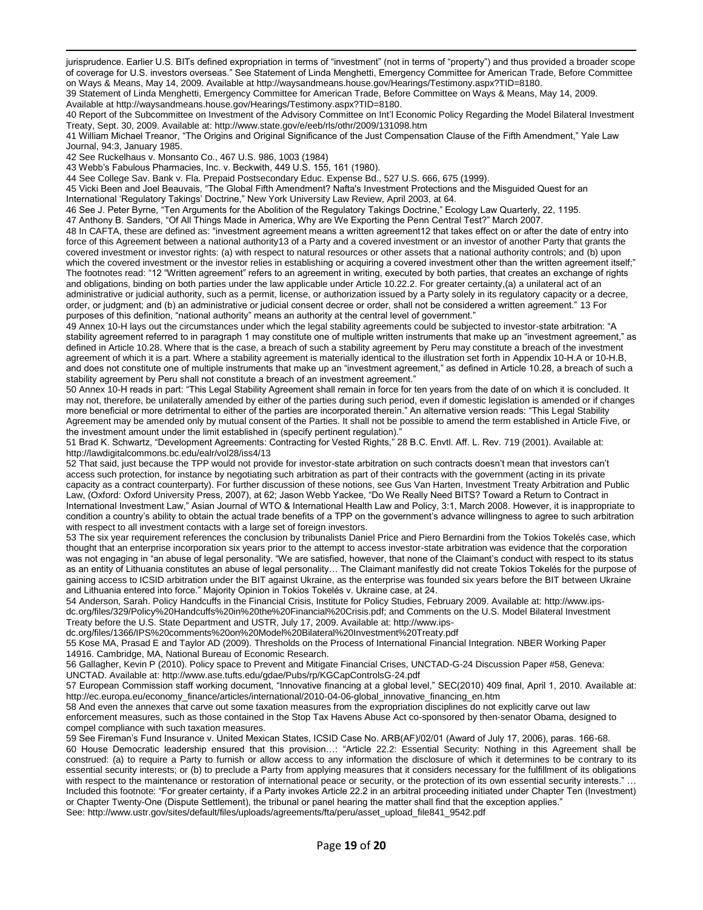jurisprudence. Earlier U.S. BITs defined expropriation in terms of "investment" (not in terms of "property") and thus provided a broader scope of coverage for U.S. investors overseas." See Statement of Linda Menghetti, Emergency Committee for American Trade, Before Committee on Ways & Means, May 14, 2009. Available at http://waysandmeans.house.gov/Hearings/Testimony.aspx?TID=8180.

39 Statement of Linda Menghetti, Emergency Committee for American Trade, Before Committee on Ways & Means, May 14, 2009. Available at http://waysandmeans.house.gov/Hearings/Testimony.aspx?TID=8180.

40 Report of the Subcommittee on Investment of the Advisory Committee on Int'l Economic Policy Regarding the Model Bilateral Investment Treaty, Sept. 30, 2009. Available at: http://www.state.gov/e/eeb/rls/othr/2009/131098.htm

41 William Michael Treanor, "The Origins and Original Significance of the Just Compensation Clause of the Fifth Amendment," Yale Law Journal, 94:3, January 1985.

42 See Ruckelhaus v. Monsanto Co., 467 U.S. 986, 1003 (1984)

43 Webb's Fabulous Pharmacies, Inc. v. Beckwith, 449 U.S. 155, 161 (1980).

44 See College Sav. Bank v. Fla. Prepaid Postsecondary Educ. Expense Bd., 527 U.S. 666, 675 (1999).

45 Vicki Been and Joel Beauvais, "The Global Fifth Amendment? Nafta's Investment Protections and the Misguided Quest for an International 'Regulatory Takings' Doctrine," New York University Law Review, April 2003, at 64.

46 See J. Peter Byrne, "Ten Arguments for the Abolition of the Regulatory Takings Doctrine," Ecology Law Quarterly, 22, 1195.

47 Anthony B. Sanders, "Of All Things Made in America, Why are We Exporting the Penn Central Test?" March 2007.

48 In CAFTA, these are defined as: "investment agreement means a written agreement12 that takes effect on or after the date of entry into force of this Agreement between a national authority13 of a Party and a covered investment or an investor of another Party that grants the covered investment or investor rights: (a) with respect to natural resources or other assets that a national authority controls; and (b) upon which the covered investment or the investor relies in establishing or acquiring a covered investment other than the written agreement itself;" The footnotes read: "12 "Written agreement" refers to an agreement in writing, executed by both parties, that creates an exchange of rights and obligations, binding on both parties under the law applicable under Article 10.22.2. For greater certainty,(a) a unilateral act of an administrative or judicial authority, such as a permit, license, or authorization issued by a Party solely in its regulatory capacity or a decree, order, or judgment; and (b) an administrative or judicial consent decree or order, shall not be considered a written agreement." 13 For purposes of this definition, "national authority" means an authority at the central level of government."

49 Annex 10-H lays out the circumstances under which the legal stability agreements could be subjected to investor-state arbitration: "A stability agreement referred to in paragraph 1 may constitute one of multiple written instruments that make up an "investment agreement," as defined in Article 10.28. Where that is the case, a breach of such a stability agreement by Peru may constitute a breach of the investment agreement of which it is a part. Where a stability agreement is materially identical to the illustration set forth in Appendix 10-H.A or 10-H.B, and does not constitute one of multiple instruments that make up an "investment agreement," as defined in Article 10.28, a breach of such a stability agreement by Peru shall not constitute a breach of an investment agreement."

50 Annex 10-H reads in part: "This Legal Stability Agreement shall remain in force for ten years from the date of on which it is concluded. It may not, therefore, be unilaterally amended by either of the parties during such period, even if domestic legislation is amended or if changes more beneficial or more detrimental to either of the parties are incorporated therein." An alternative version reads: "This Legal Stability Agreement may be amended only by mutual consent of the Parties. It shall not be possible to amend the term established in Article Five, or the investment amount under the limit established in (specify pertinent regulation)."

51 Brad K. Schwartz, "Development Agreements: Contracting for Vested Rights," 28 B.C. Envtl. Aff. L. Rev. 719 (2001). Available at: http://lawdigitalcommons.bc.edu/ealr/vol28/iss4/13

52 That said, just because the TPP would not provide for investor-state arbitration on such contracts doesn't mean that investors can't access such protection, for instance by negotiating such arbitration as part of their contracts with the government (acting in its private capacity as a contract counterparty). For further discussion of these notions, see Gus Van Harten, Investment Treaty Arbitration and Public Law, (Oxford: Oxford University Press, 2007), at 62; Jason Webb Yackee, "Do We Really Need BITS? Toward a Return to Contract in International Investment Law," Asian Journal of WTO & International Health Law and Policy, 3:1, March 2008. However, it is inappropriate to condition a country's ability to obtain the actual trade benefits of a TPP on the government's advance willingness to agree to such arbitration with respect to all investment contacts with a large set of foreign investors.

53 The six year requirement references the conclusion by tribunalists Daniel Price and Piero Bernardini from the Tokios Tokelés case, which thought that an enterprise incorporation six years prior to the attempt to access investor-state arbitration was evidence that the corporation was not engaging in "an abuse of legal personality. "We are satisfied, however, that none of the Claimant's conduct with respect to its status as an entity of Lithuania constitutes an abuse of legal personality… The Claimant manifestly did not create Tokios Tokelės for the purpose of gaining access to ICSID arbitration under the BIT against Ukraine, as the enterprise was founded six years before the BIT between Ukraine and Lithuania entered into force." Majority Opinion in Tokios Tokelés v. Ukraine case, at 24.

54 Anderson, Sarah. Policy Handcuffs in the Financial Crisis, Institute for Policy Studies, February 2009. Available at: http://www.ips-dc.org/files/329/Policy%20Handcuffs%20in%20the%20Financial%20Crisis.pdf; and Comments on the U.S. Model Bilateral Investment Treaty before the U.S. State Department and USTR, July 17, 2009. Available at: http://www.ips-dc.org/files/1366/IPS%20comments%20on%20Model%20Bilateral%20Investment%20Treaty.pdf

55 Kose MA, Prasad E and Taylor AD (2009). Thresholds on the Process of International Financial Integration. NBER Working Paper 14916. Cambridge, MA, National Bureau of Economic Research.

56 Gallagher, Kevin P (2010). Policy space to Prevent and Mitigate Financial Crises, UNCTAD-G-24 Discussion Paper #58, Geneva: UNCTAD. Available at: http://www.ase.tufts.edu/gdae/Pubs/rp/KGCapControlsG-24.pdf

57 European Commission staff working document, "Innovative financing at a global level," SEC(2010) 409 final, April 1, 2010. Available at: http://ec.europa.eu/economy_finance/articles/international/2010-04-06-global_innovative_financing_en.htm

58 And even the annexes that carve out some taxation measures from the expropriation disciplines do not explicitly carve out law enforcement measures, such as those contained in the Stop Tax Havens Abuse Act co-sponsored by then-senator Obama, designed to compel compliance with such taxation measures.

59 See Fireman's Fund Insurance v. United Mexican States, ICSID Case No. ARB(AF)/02/01 (Award of July 17, 2006), paras. 166-68.

60 House Democratic leadership ensured that this provision…: "Article 22.2: Essential Security: Nothing in this Agreement shall be construed: (a) to require a Party to furnish or allow access to any information the disclosure of which it determines to be contrary to its essential security interests; or (b) to preclude a Party from applying measures that it considers necessary for the fulfillment of its obligations with respect to the maintenance or restoration of international peace or security, or the protection of its own essential security interests." … Included this footnote: "For greater certainty, if a Party invokes Article 22.2 in an arbitral proceeding initiated under Chapter Ten (Investment) or Chapter Twenty-One (Dispute Settlement), the tribunal or panel hearing the matter shall find that the exception applies." See: http://www.ustr.gov/sites/default/files/uploads/agreements/fta/peru/asset_upload_file841_9542.pdf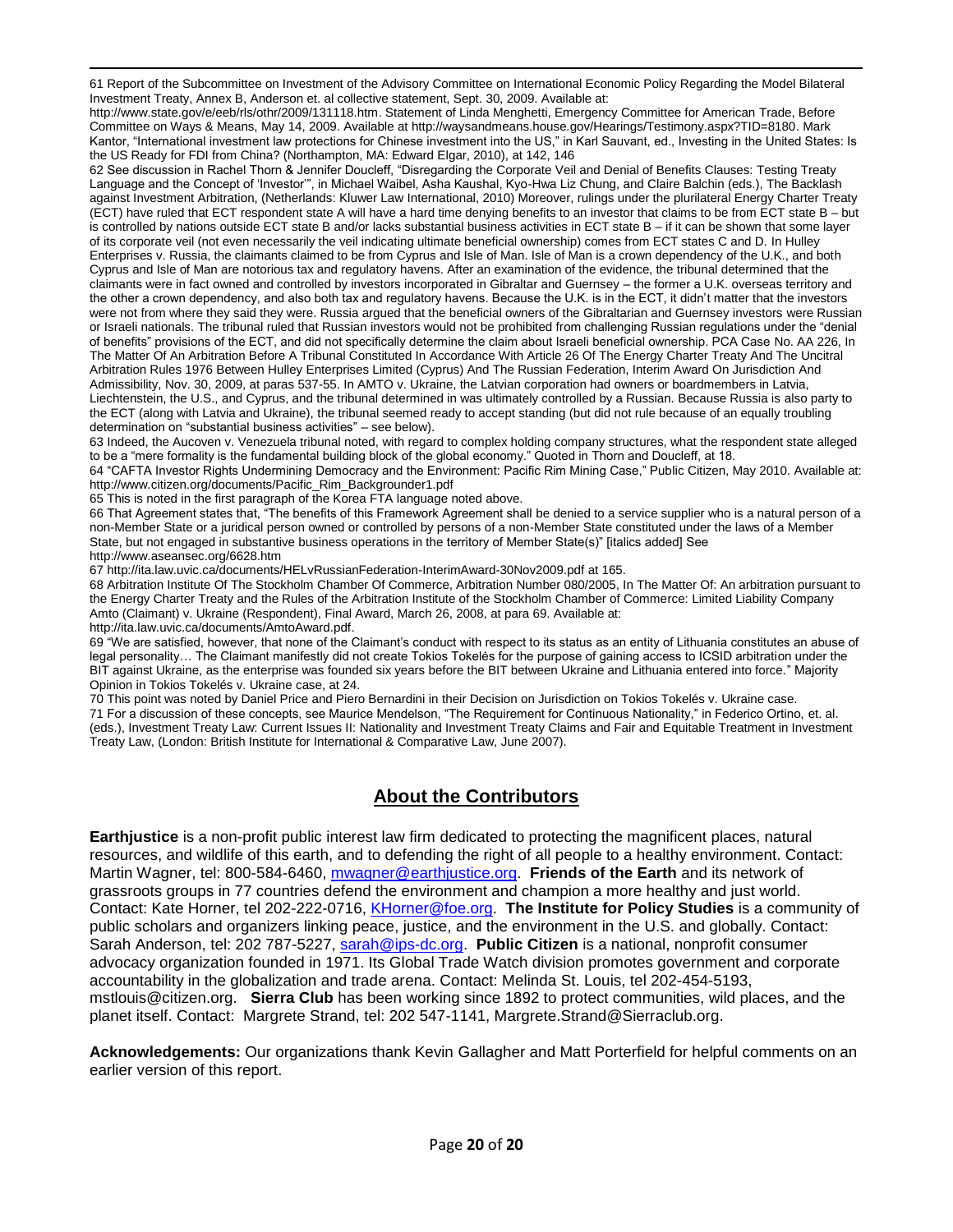61 Report of the Subcommittee on Investment of the Advisory Committee on International Economic Policy Regarding the Model Bilateral Investment Treaty, Annex B, Anderson et. al collective statement, Sept. 30, 2009. Available at: http://www.state.gov/e/eeb/rls/othr/2009/131118.htm. Statement of Linda Menghetti, Emergency Committee for American Trade, Before Committee on Ways & Means, May 14, 2009. Available at http://waysandmeans.house.gov/Hearings/Testimony.aspx?TID=8180. Mark Kantor, "International investment law protections for Chinese investment into the US," in Karl Sauvant, ed., Investing in the United States: Is the US Ready for FDI from China? (Northampton, MA: Edward Elgar, 2010), at 142, 146

62 See discussion in Rachel Thorn & Jennifer Doucleff, "Disregarding the Corporate Veil and Denial of Benefits Clauses: Testing Treaty Language and the Concept of 'Investor'", in Michael Waibel, Asha Kaushal, Kyo-Hwa Liz Chung, and Claire Balchin (eds.), The Backlash against Investment Arbitration, (Netherlands: Kluwer Law International, 2010) Moreover, rulings under the plurilateral Energy Charter Treaty (ECT) have ruled that ECT respondent state A will have a hard time denying benefits to an investor that claims to be from ECT state B – but is controlled by nations outside ECT state B and/or lacks substantial business activities in ECT state B – if it can be shown that some layer of its corporate veil (not even necessarily the veil indicating ultimate beneficial ownership) comes from ECT states C and D. In Hulley Enterprises v. Russia, the claimants claimed to be from Cyprus and Isle of Man. Isle of Man is a crown dependency of the U.K., and both Cyprus and Isle of Man are notorious tax and regulatory havens. After an examination of the evidence, the tribunal determined that the claimants were in fact owned and controlled by investors incorporated in Gibraltar and Guernsey – the former a U.K. overseas territory and the other a crown dependency, and also both tax and regulatory havens. Because the U.K. is in the ECT, it didn't matter that the investors were not from where they said they were. Russia argued that the beneficial owners of the Gibraltarian and Guernsey investors were Russian or Israeli nationals. The tribunal ruled that Russian investors would not be prohibited from challenging Russian regulations under the "denial of benefits" provisions of the ECT, and did not specifically determine the claim about Israeli beneficial ownership. PCA Case No. AA 226, In The Matter Of An Arbitration Before A Tribunal Constituted In Accordance With Article 26 Of The Energy Charter Treaty And The Uncitral Arbitration Rules 1976 Between Hulley Enterprises Limited (Cyprus) And The Russian Federation, Interim Award On Jurisdiction And Admissibility, Nov. 30, 2009, at paras 537-55. In AMTO v. Ukraine, the Latvian corporation had owners or boardmembers in Latvia, Liechtenstein, the U.S., and Cyprus, and the tribunal determined in was ultimately controlled by a Russian. Because Russia is also party to the ECT (along with Latvia and Ukraine), the tribunal seemed ready to accept standing (but did not rule because of an equally troubling determination on "substantial business activities" – see below).

63 Indeed, the Aucoven v. Venezuela tribunal noted, with regard to complex holding company structures, what the respondent state alleged to be a "mere formality is the fundamental building block of the global economy." Quoted in Thorn and Doucleff, at 18.

64 "CAFTA Investor Rights Undermining Democracy and the Environment: Pacific Rim Mining Case," Public Citizen, May 2010. Available at: http://www.citizen.org/documents/Pacific_Rim_Backgrounder1.pdf

65 This is noted in the first paragraph of the Korea FTA language noted above.

66 That Agreement states that, "The benefits of this Framework Agreement shall be denied to a service supplier who is a natural person of a non-Member State or a juridical person owned or controlled by persons of a non-Member State constituted under the laws of a Member State, but not engaged in substantive business operations in the territory of Member State(s)" [italics added] See http://www.aseansec.org/6628.htm

67 http://ita.law.uvic.ca/documents/HELvRussianFederation-InterimAward-30Nov2009.pdf at 165.

68 Arbitration Institute Of The Stockholm Chamber Of Commerce, Arbitration Number 080/2005, In The Matter Of: An arbitration pursuant to the Energy Charter Treaty and the Rules of the Arbitration Institute of the Stockholm Chamber of Commerce: Limited Liability Company Amto (Claimant) v. Ukraine (Respondent), Final Award, March 26, 2008, at para 69. Available at: http://ita.law.uvic.ca/documents/AmtoAward.pdf.

69 "We are satisfied, however, that none of the Claimant's conduct with respect to its status as an entity of Lithuania constitutes an abuse of legal personality… The Claimant manifestly did not create Tokios Tokelės for the purpose of gaining access to ICSID arbitration under the BIT against Ukraine, as the enterprise was founded six years before the BIT between Ukraine and Lithuania entered into force." Majority Opinion in Tokios Tokelés v. Ukraine case, at 24.

70 This point was noted by Daniel Price and Piero Bernardini in their Decision on Jurisdiction on Tokios Tokelés v. Ukraine case.

71 For a discussion of these concepts, see Maurice Mendelson, "The Requirement for Continuous Nationality," in Federico Ortino, et. al. (eds.), Investment Treaty Law: Current Issues II: Nationality and Investment Treaty Claims and Fair and Equitable Treatment in Investment Treaty Law, (London: British Institute for International & Comparative Law, June 2007).

## About the Contributors

**Earthjustice** is a non-profit public interest law firm dedicated to protecting the magnificent places, natural resources, and wildlife of this earth, and to defending the right of all people to a healthy environment. Contact: Martin Wagner, tel: 800-584-6460, mwagner@earthjustice.org. **Friends of the Earth** and its network of grassroots groups in 77 countries defend the environment and champion a more healthy and just world. Contact: Kate Horner, tel 202-222-0716, KHorner@foe.org. **The Institute for Policy Studies** is a community of public scholars and organizers linking peace, justice, and the environment in the U.S. and globally. Contact: Sarah Anderson, tel: 202 787-5227, sarah@ips-dc.org. **Public Citizen** is a national, nonprofit consumer advocacy organization founded in 1971. Its Global Trade Watch division promotes government and corporate accountability in the globalization and trade arena. Contact: Melinda St. Louis, tel 202-454-5193, mstlouis@citizen.org. **Sierra Club** has been working since 1892 to protect communities, wild places, and the planet itself. Contact: Margrete Strand, tel: 202 547-1141, Margrete.Strand@Sierraclub.org.

**Acknowledgements:** Our organizations thank Kevin Gallagher and Matt Porterfield for helpful comments on an earlier version of this report.